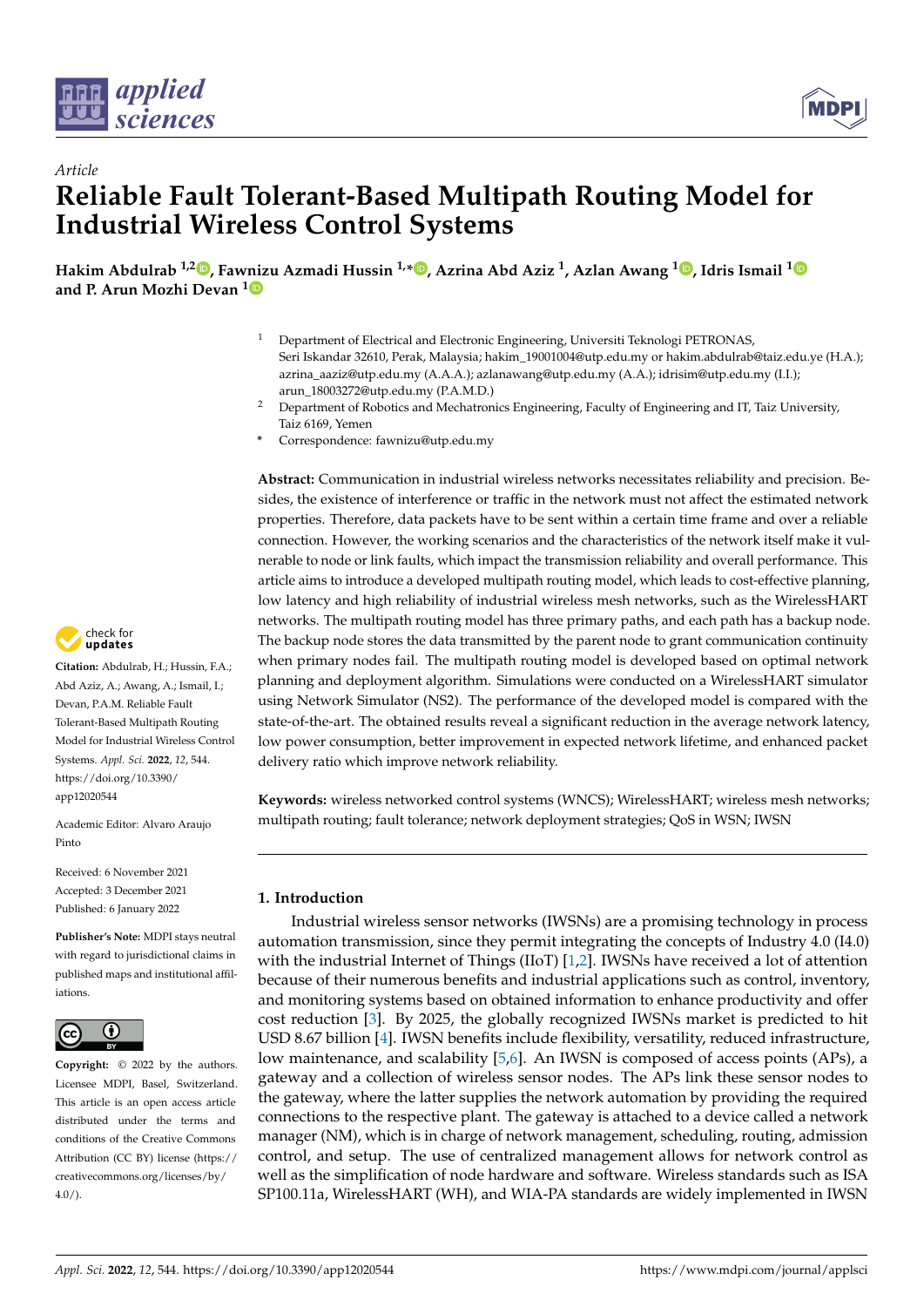*Article*

# Reliable Fault Tolerant-Based Multipath Routing Model for Industrial Wireless Control Systems

**Hakim Abdulrab [1,2], Fawnizu Azmadi Hussin [1,*], Azrina Abd Aziz [1], Azlan Awang [1], Idris Ismail [1] and P. Arun Mozhi Devan [1]**

[1] Department of Electrical and Electronic Engineering, Universiti Teknologi PETRONAS, Seri Iskandar 32610, Perak, Malaysia; hakim_19001004@utp.edu.my or hakim.abdulrab@taiz.edu.ye (H.A.); azrina_aaziz@utp.edu.my (A.A.A.); azlanawang@utp.edu.my (A.A.); idrisim@utp.edu.my (I.I.); arun_18003272@utp.edu.my (P.A.M.D.)

[2] Department of Robotics and Mechatronics Engineering, Faculty of Engineering and IT, Taiz University, Taiz 6169, Yemen

\* Correspondence: fawnizu@utp.edu.my

**Abstract:** Communication in industrial wireless networks necessitates reliability and precision. Besides, the existence of interference or traffic in the network must not affect the estimated network properties. Therefore, data packets have to be sent within a certain time frame and over a reliable connection. However, the working scenarios and the characteristics of the network itself make it vulnerable to node or link faults, which impact the transmission reliability and overall performance. This article aims to introduce a developed multipath routing model, which leads to cost-effective planning, low latency and high reliability of industrial wireless mesh networks, such as the WirelessHART networks. The multipath routing model has three primary paths, and each path has a backup node. The backup node stores the data transmitted by the parent node to grant communication continuity when primary nodes fail. The multipath routing model is developed based on optimal network planning and deployment algorithm. Simulations were conducted on a WirelessHART simulator using Network Simulator (NS2). The performance of the developed model is compared with the state-of-the-art. The obtained results reveal a significant reduction in the average network latency, low power consumption, better improvement in expected network lifetime, and enhanced packet delivery ratio which improve network reliability.

**Keywords:** wireless networked control systems (WNCS); WirelessHART; wireless mesh networks; multipath routing; fault tolerance; network deployment strategies; QoS in WSN; IWSN

**Citation:** Abdulrab, H.; Hussin, F.A.; Abd Aziz, A.; Awang, A.; Ismail, I.; Devan, P.A.M. Reliable Fault Tolerant-Based Multipath Routing Model for Industrial Wireless Control Systems. *Appl. Sci.* **2022**, *12*, 544. https://doi.org/10.3390/app12020544

Academic Editor: Alvaro Araujo Pinto

Received: 6 November 2021
Accepted: 3 December 2021
Published: 6 January 2022

**Publisher's Note:** MDPI stays neutral with regard to jurisdictional claims in published maps and institutional affiliations.

**Copyright:** © 2022 by the authors. Licensee MDPI, Basel, Switzerland. This article is an open access article distributed under the terms and conditions of the Creative Commons Attribution (CC BY) license (https://creativecommons.org/licenses/by/4.0/).

## 1. Introduction

Industrial wireless sensor networks (IWSNs) are a promising technology in process automation transmission, since they permit integrating the concepts of Industry 4.0 (I4.0) with the industrial Internet of Things (IIoT) [1,2]. IWSNs have received a lot of attention because of their numerous benefits and industrial applications such as control, inventory, and monitoring systems based on obtained information to enhance productivity and offer cost reduction [3]. By 2025, the globally recognized IWSNs market is predicted to hit USD 8.67 billion [4]. IWSN benefits include flexibility, versatility, reduced infrastructure, low maintenance, and scalability [5,6]. An IWSN is composed of access points (APs), a gateway and a collection of wireless sensor nodes. The APs link these sensor nodes to the gateway, where the latter supplies the network automation by providing the required connections to the respective plant. The gateway is attached to a device called a network manager (NM), which is in charge of network management, scheduling, routing, admission control, and setup. The use of centralized management allows for network control as well as the simplification of node hardware and software. Wireless standards such as ISA SP100.11a, WirelessHART (WH), and WIA-PA standards are widely implemented in IWSN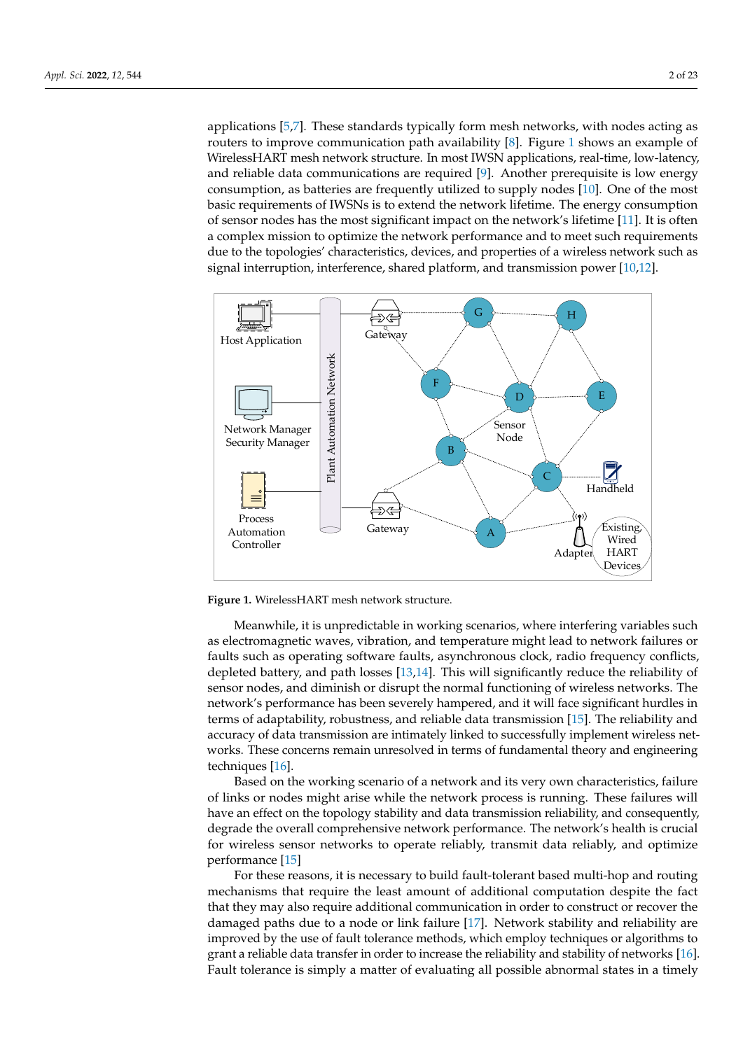applications [5,7]. These standards typically form mesh networks, with nodes acting as routers to improve communication path availability [8]. Figure 1 shows an example of WirelessHART mesh network structure. In most IWSN applications, real-time, low-latency, and reliable data communications are required [9]. Another prerequisite is low energy consumption, as batteries are frequently utilized to supply nodes [10]. One of the most basic requirements of IWSNs is to extend the network lifetime. The energy consumption of sensor nodes has the most significant impact on the network's lifetime [11]. It is often a complex mission to optimize the network performance and to meet such requirements due to the topologies' characteristics, devices, and properties of a wireless network such as signal interruption, interference, shared platform, and transmission power [10,12].

**Figure 1.** WirelessHART mesh network structure.

Meanwhile, it is unpredictable in working scenarios, where interfering variables such as electromagnetic waves, vibration, and temperature might lead to network failures or faults such as operating software faults, asynchronous clock, radio frequency conflicts, depleted battery, and path losses [13,14]. This will significantly reduce the reliability of sensor nodes, and diminish or disrupt the normal functioning of wireless networks. The network's performance has been severely hampered, and it will face significant hurdles in terms of adaptability, robustness, and reliable data transmission [15]. The reliability and accuracy of data transmission are intimately linked to successfully implement wireless networks. These concerns remain unresolved in terms of fundamental theory and engineering techniques [16].

Based on the working scenario of a network and its very own characteristics, failure of links or nodes might arise while the network process is running. These failures will have an effect on the topology stability and data transmission reliability, and consequently, degrade the overall comprehensive network performance. The network's health is crucial for wireless sensor networks to operate reliably, transmit data reliably, and optimize performance [15]

For these reasons, it is necessary to build fault-tolerant based multi-hop and routing mechanisms that require the least amount of additional computation despite the fact that they may also require additional communication in order to construct or recover the damaged paths due to a node or link failure [17]. Network stability and reliability are improved by the use of fault tolerance methods, which employ techniques or algorithms to grant a reliable data transfer in order to increase the reliability and stability of networks [16]. Fault tolerance is simply a matter of evaluating all possible abnormal states in a timely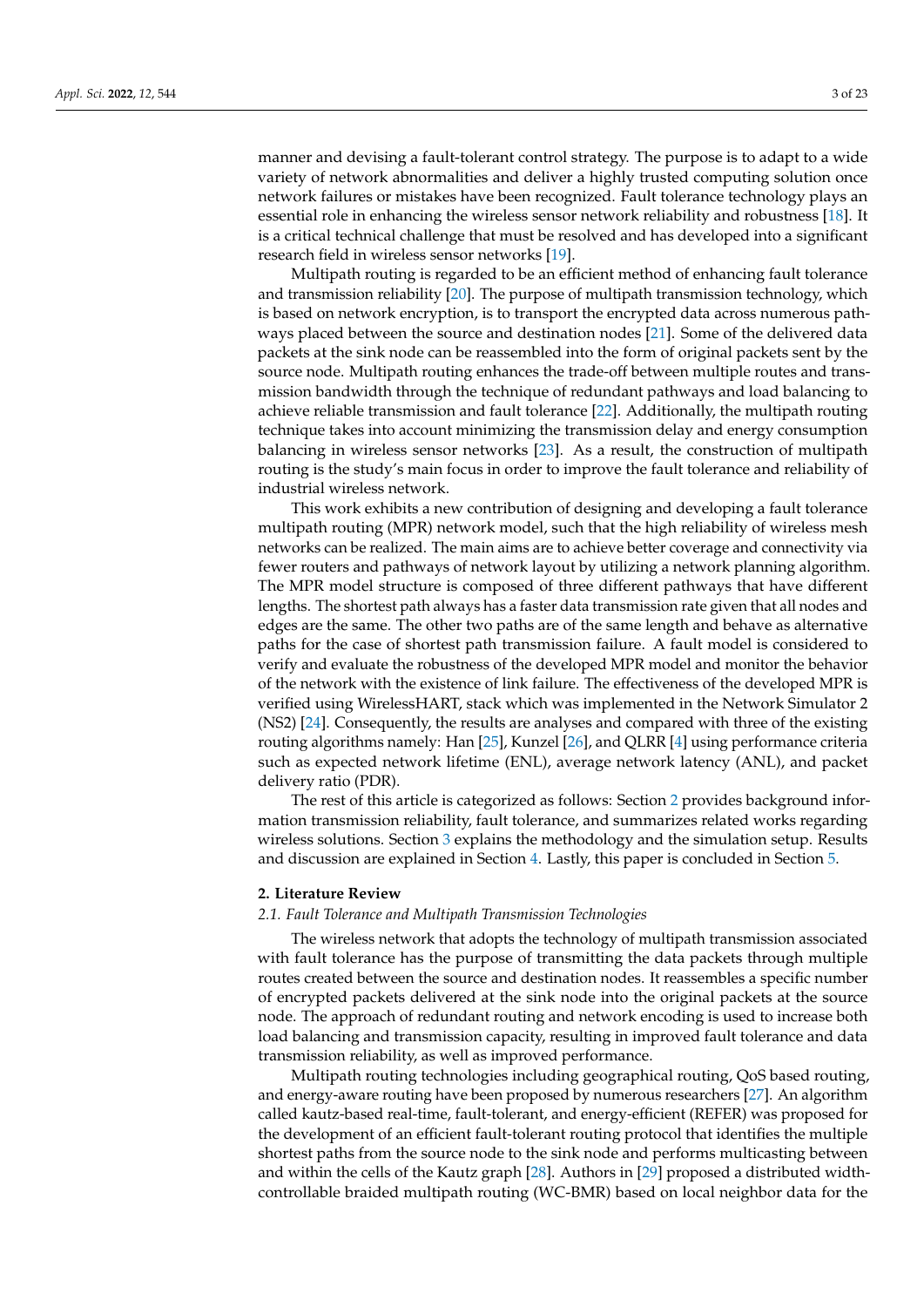manner and devising a fault-tolerant control strategy. The purpose is to adapt to a wide variety of network abnormalities and deliver a highly trusted computing solution once network failures or mistakes have been recognized. Fault tolerance technology plays an essential role in enhancing the wireless sensor network reliability and robustness [18]. It is a critical technical challenge that must be resolved and has developed into a significant research field in wireless sensor networks [19].

Multipath routing is regarded to be an efficient method of enhancing fault tolerance and transmission reliability [20]. The purpose of multipath transmission technology, which is based on network encryption, is to transport the encrypted data across numerous pathways placed between the source and destination nodes [21]. Some of the delivered data packets at the sink node can be reassembled into the form of original packets sent by the source node. Multipath routing enhances the trade-off between multiple routes and transmission bandwidth through the technique of redundant pathways and load balancing to achieve reliable transmission and fault tolerance [22]. Additionally, the multipath routing technique takes into account minimizing the transmission delay and energy consumption balancing in wireless sensor networks [23]. As a result, the construction of multipath routing is the study's main focus in order to improve the fault tolerance and reliability of industrial wireless network.

This work exhibits a new contribution of designing and developing a fault tolerance multipath routing (MPR) network model, such that the high reliability of wireless mesh networks can be realized. The main aims are to achieve better coverage and connectivity via fewer routers and pathways of network layout by utilizing a network planning algorithm. The MPR model structure is composed of three different pathways that have different lengths. The shortest path always has a faster data transmission rate given that all nodes and edges are the same. The other two paths are of the same length and behave as alternative paths for the case of shortest path transmission failure. A fault model is considered to verify and evaluate the robustness of the developed MPR model and monitor the behavior of the network with the existence of link failure. The effectiveness of the developed MPR is verified using WirelessHART, stack which was implemented in the Network Simulator 2 (NS2) [24]. Consequently, the results are analyses and compared with three of the existing routing algorithms namely: Han [25], Kunzel [26], and QLRR [4] using performance criteria such as expected network lifetime (ENL), average network latency (ANL), and packet delivery ratio (PDR).

The rest of this article is categorized as follows: Section 2 provides background information transmission reliability, fault tolerance, and summarizes related works regarding wireless solutions. Section 3 explains the methodology and the simulation setup. Results and discussion are explained in Section 4. Lastly, this paper is concluded in Section 5.

## 2. Literature Review

### *2.1. Fault Tolerance and Multipath Transmission Technologies*

The wireless network that adopts the technology of multipath transmission associated with fault tolerance has the purpose of transmitting the data packets through multiple routes created between the source and destination nodes. It reassembles a specific number of encrypted packets delivered at the sink node into the original packets at the source node. The approach of redundant routing and network encoding is used to increase both load balancing and transmission capacity, resulting in improved fault tolerance and data transmission reliability, as well as improved performance.

Multipath routing technologies including geographical routing, QoS based routing, and energy-aware routing have been proposed by numerous researchers [27]. An algorithm called kautz-based real-time, fault-tolerant, and energy-efficient (REFER) was proposed for the development of an efficient fault-tolerant routing protocol that identifies the multiple shortest paths from the source node to the sink node and performs multicasting between and within the cells of the Kautz graph [28]. Authors in [29] proposed a distributed width-controllable braided multipath routing (WC-BMR) based on local neighbor data for the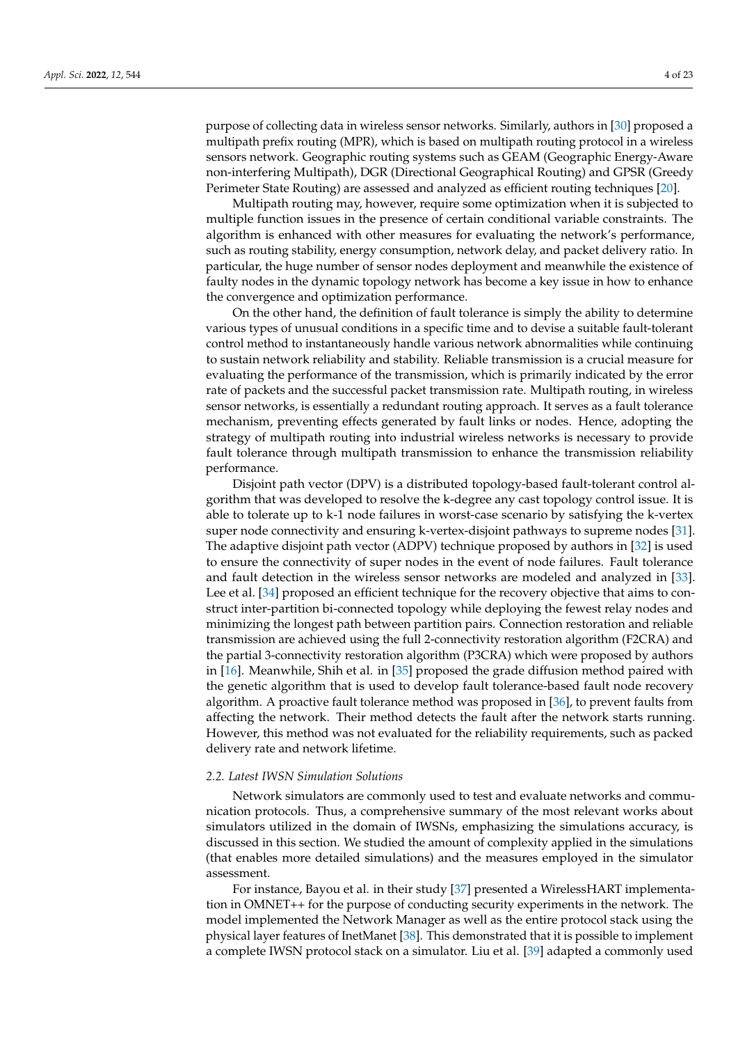purpose of collecting data in wireless sensor networks. Similarly, authors in [30] proposed a multipath prefix routing (MPR), which is based on multipath routing protocol in a wireless sensors network. Geographic routing systems such as GEAM (Geographic Energy-Aware non-interfering Multipath), DGR (Directional Geographical Routing) and GPSR (Greedy Perimeter State Routing) are assessed and analyzed as efficient routing techniques [20].

Multipath routing may, however, require some optimization when it is subjected to multiple function issues in the presence of certain conditional variable constraints. The algorithm is enhanced with other measures for evaluating the network's performance, such as routing stability, energy consumption, network delay, and packet delivery ratio. In particular, the huge number of sensor nodes deployment and meanwhile the existence of faulty nodes in the dynamic topology network has become a key issue in how to enhance the convergence and optimization performance.

On the other hand, the definition of fault tolerance is simply the ability to determine various types of unusual conditions in a specific time and to devise a suitable fault-tolerant control method to instantaneously handle various network abnormalities while continuing to sustain network reliability and stability. Reliable transmission is a crucial measure for evaluating the performance of the transmission, which is primarily indicated by the error rate of packets and the successful packet transmission rate. Multipath routing, in wireless sensor networks, is essentially a redundant routing approach. It serves as a fault tolerance mechanism, preventing effects generated by fault links or nodes. Hence, adopting the strategy of multipath routing into industrial wireless networks is necessary to provide fault tolerance through multipath transmission to enhance the transmission reliability performance.

Disjoint path vector (DPV) is a distributed topology-based fault-tolerant control algorithm that was developed to resolve the k-degree any cast topology control issue. It is able to tolerate up to k-1 node failures in worst-case scenario by satisfying the k-vertex super node connectivity and ensuring k-vertex-disjoint pathways to supreme nodes [31]. The adaptive disjoint path vector (ADPV) technique proposed by authors in [32] is used to ensure the connectivity of super nodes in the event of node failures. Fault tolerance and fault detection in the wireless sensor networks are modeled and analyzed in [33]. Lee et al. [34] proposed an efficient technique for the recovery objective that aims to construct inter-partition bi-connected topology while deploying the fewest relay nodes and minimizing the longest path between partition pairs. Connection restoration and reliable transmission are achieved using the full 2-connectivity restoration algorithm (F2CRA) and the partial 3-connectivity restoration algorithm (P3CRA) which were proposed by authors in [16]. Meanwhile, Shih et al. in [35] proposed the grade diffusion method paired with the genetic algorithm that is used to develop fault tolerance-based fault node recovery algorithm. A proactive fault tolerance method was proposed in [36], to prevent faults from affecting the network. Their method detects the fault after the network starts running. However, this method was not evaluated for the reliability requirements, such as packed delivery rate and network lifetime.

### 2.2. Latest IWSN Simulation Solutions

Network simulators are commonly used to test and evaluate networks and communication protocols. Thus, a comprehensive summary of the most relevant works about simulators utilized in the domain of IWSNs, emphasizing the simulations accuracy, is discussed in this section. We studied the amount of complexity applied in the simulations (that enables more detailed simulations) and the measures employed in the simulator assessment.

For instance, Bayou et al. in their study [37] presented a WirelessHART implementation in OMNET++ for the purpose of conducting security experiments in the network. The model implemented the Network Manager as well as the entire protocol stack using the physical layer features of InetManet [38]. This demonstrated that it is possible to implement a complete IWSN protocol stack on a simulator. Liu et al. [39] adapted a commonly used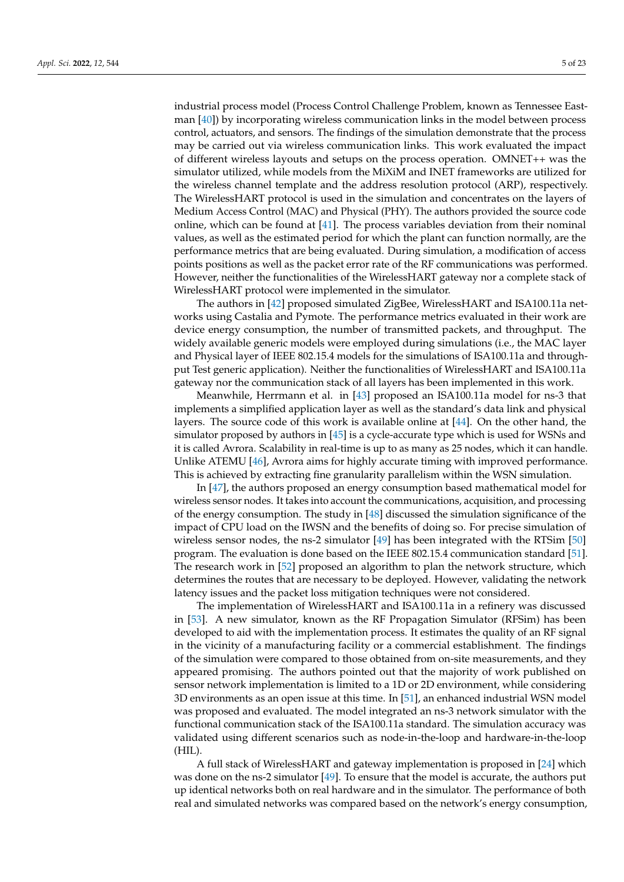industrial process model (Process Control Challenge Problem, known as Tennessee Eastman [40]) by incorporating wireless communication links in the model between process control, actuators, and sensors. The findings of the simulation demonstrate that the process may be carried out via wireless communication links. This work evaluated the impact of different wireless layouts and setups on the process operation. OMNET++ was the simulator utilized, while models from the MiXiM and INET frameworks are utilized for the wireless channel template and the address resolution protocol (ARP), respectively. The WirelessHART protocol is used in the simulation and concentrates on the layers of Medium Access Control (MAC) and Physical (PHY). The authors provided the source code online, which can be found at [41]. The process variables deviation from their nominal values, as well as the estimated period for which the plant can function normally, are the performance metrics that are being evaluated. During simulation, a modification of access points positions as well as the packet error rate of the RF communications was performed. However, neither the functionalities of the WirelessHART gateway nor a complete stack of WirelessHART protocol were implemented in the simulator.

The authors in [42] proposed simulated ZigBee, WirelessHART and ISA100.11a networks using Castalia and Pymote. The performance metrics evaluated in their work are device energy consumption, the number of transmitted packets, and throughput. The widely available generic models were employed during simulations (i.e., the MAC layer and Physical layer of IEEE 802.15.4 models for the simulations of ISA100.11a and throughput Test generic application). Neither the functionalities of WirelessHART and ISA100.11a gateway nor the communication stack of all layers has been implemented in this work.

Meanwhile, Herrmann et al. in [43] proposed an ISA100.11a model for ns-3 that implements a simplified application layer as well as the standard's data link and physical layers. The source code of this work is available online at [44]. On the other hand, the simulator proposed by authors in [45] is a cycle-accurate type which is used for WSNs and it is called Avrora. Scalability in real-time is up to as many as 25 nodes, which it can handle. Unlike ATEMU [46], Avrora aims for highly accurate timing with improved performance. This is achieved by extracting fine granularity parallelism within the WSN simulation.

In [47], the authors proposed an energy consumption based mathematical model for wireless sensor nodes. It takes into account the communications, acquisition, and processing of the energy consumption. The study in [48] discussed the simulation significance of the impact of CPU load on the IWSN and the benefits of doing so. For precise simulation of wireless sensor nodes, the ns-2 simulator [49] has been integrated with the RTSim [50] program. The evaluation is done based on the IEEE 802.15.4 communication standard [51]. The research work in [52] proposed an algorithm to plan the network structure, which determines the routes that are necessary to be deployed. However, validating the network latency issues and the packet loss mitigation techniques were not considered.

The implementation of WirelessHART and ISA100.11a in a refinery was discussed in [53]. A new simulator, known as the RF Propagation Simulator (RFSim) has been developed to aid with the implementation process. It estimates the quality of an RF signal in the vicinity of a manufacturing facility or a commercial establishment. The findings of the simulation were compared to those obtained from on-site measurements, and they appeared promising. The authors pointed out that the majority of work published on sensor network implementation is limited to a 1D or 2D environment, while considering 3D environments as an open issue at this time. In [51], an enhanced industrial WSN model was proposed and evaluated. The model integrated an ns-3 network simulator with the functional communication stack of the ISA100.11a standard. The simulation accuracy was validated using different scenarios such as node-in-the-loop and hardware-in-the-loop (HIL).

A full stack of WirelessHART and gateway implementation is proposed in [24] which was done on the ns-2 simulator [49]. To ensure that the model is accurate, the authors put up identical networks both on real hardware and in the simulator. The performance of both real and simulated networks was compared based on the network's energy consumption,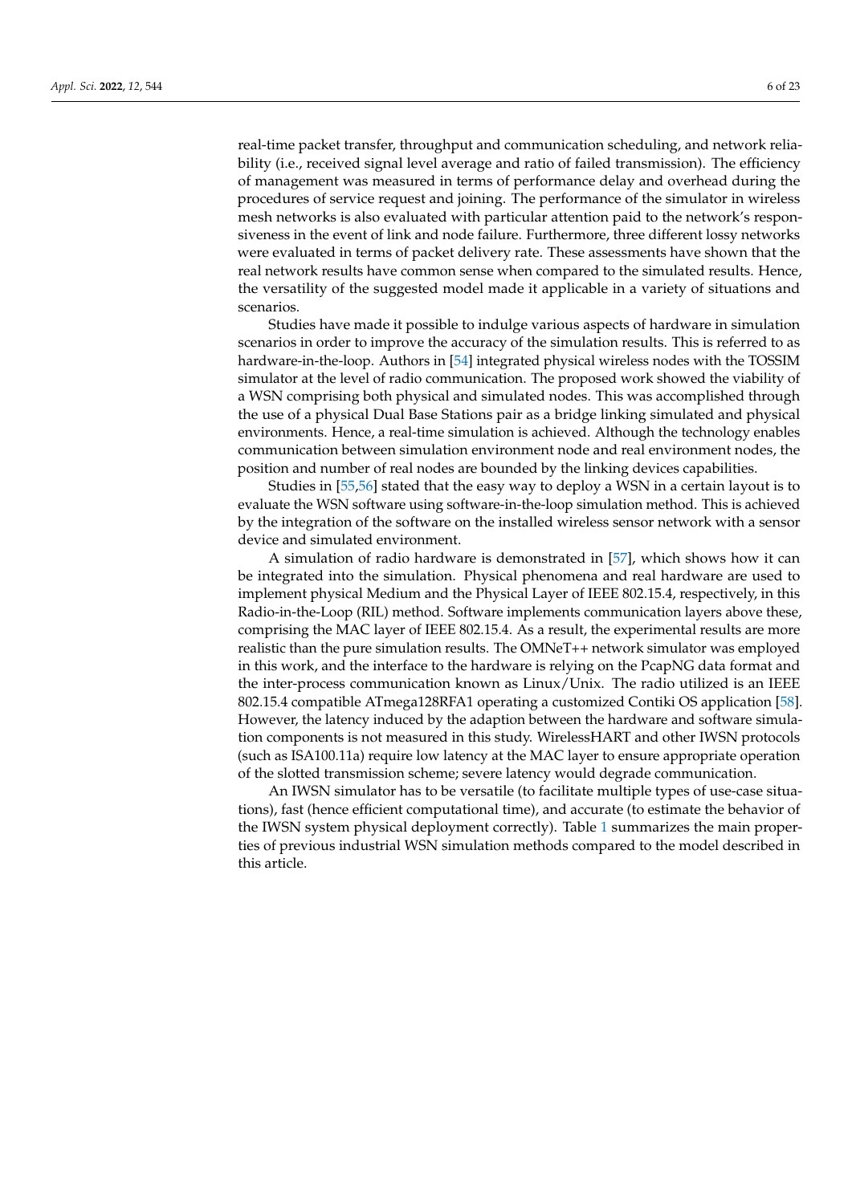real-time packet transfer, throughput and communication scheduling, and network reliability (i.e., received signal level average and ratio of failed transmission). The efficiency of management was measured in terms of performance delay and overhead during the procedures of service request and joining. The performance of the simulator in wireless mesh networks is also evaluated with particular attention paid to the network's responsiveness in the event of link and node failure. Furthermore, three different lossy networks were evaluated in terms of packet delivery rate. These assessments have shown that the real network results have common sense when compared to the simulated results. Hence, the versatility of the suggested model made it applicable in a variety of situations and scenarios.

Studies have made it possible to indulge various aspects of hardware in simulation scenarios in order to improve the accuracy of the simulation results. This is referred to as hardware-in-the-loop. Authors in [54] integrated physical wireless nodes with the TOSSIM simulator at the level of radio communication. The proposed work showed the viability of a WSN comprising both physical and simulated nodes. This was accomplished through the use of a physical Dual Base Stations pair as a bridge linking simulated and physical environments. Hence, a real-time simulation is achieved. Although the technology enables communication between simulation environment node and real environment nodes, the position and number of real nodes are bounded by the linking devices capabilities.

Studies in [55,56] stated that the easy way to deploy a WSN in a certain layout is to evaluate the WSN software using software-in-the-loop simulation method. This is achieved by the integration of the software on the installed wireless sensor network with a sensor device and simulated environment.

A simulation of radio hardware is demonstrated in [57], which shows how it can be integrated into the simulation. Physical phenomena and real hardware are used to implement physical Medium and the Physical Layer of IEEE 802.15.4, respectively, in this Radio-in-the-Loop (RIL) method. Software implements communication layers above these, comprising the MAC layer of IEEE 802.15.4. As a result, the experimental results are more realistic than the pure simulation results. The OMNeT++ network simulator was employed in this work, and the interface to the hardware is relying on the PcapNG data format and the inter-process communication known as Linux/Unix. The radio utilized is an IEEE 802.15.4 compatible ATmega128RFA1 operating a customized Contiki OS application [58]. However, the latency induced by the adaption between the hardware and software simulation components is not measured in this study. WirelessHART and other IWSN protocols (such as ISA100.11a) require low latency at the MAC layer to ensure appropriate operation of the slotted transmission scheme; severe latency would degrade communication.

An IWSN simulator has to be versatile (to facilitate multiple types of use-case situations), fast (hence efficient computational time), and accurate (to estimate the behavior of the IWSN system physical deployment correctly). Table 1 summarizes the main properties of previous industrial WSN simulation methods compared to the model described in this article.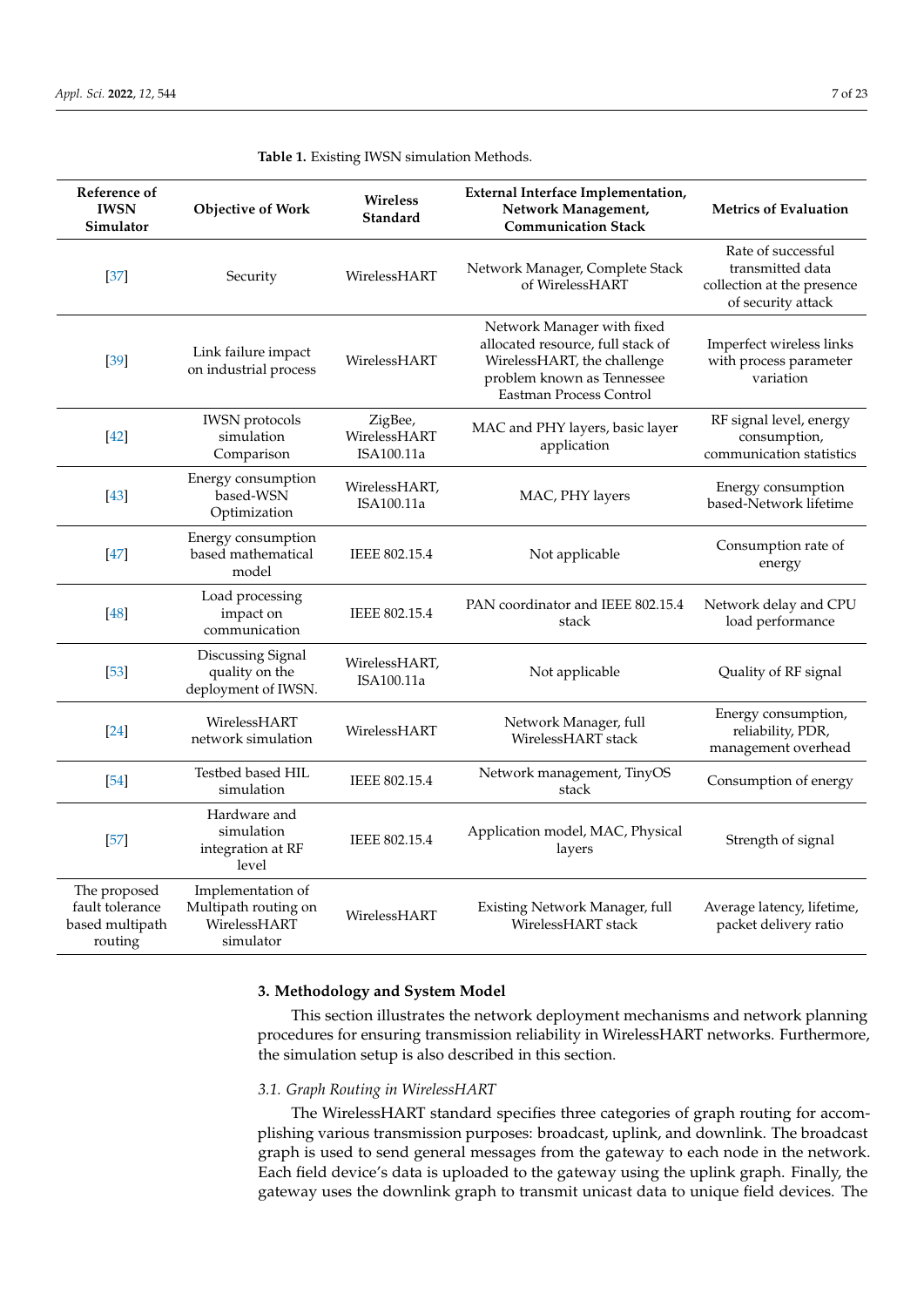**Table 1.** Existing IWSN simulation Methods.

| Reference of IWSN Simulator | Objective of Work | Wireless Standard | External Interface Implementation, Network Management, Communication Stack | Metrics of Evaluation |
|---|---|---|---|---|
| [37] | Security | WirelessHART | Network Manager, Complete Stack of WirelessHART | Rate of successful transmitted data collection at the presence of security attack |
| [39] | Link failure impact on industrial process | WirelessHART | Network Manager with fixed allocated resource, full stack of WirelessHART, the challenge problem known as Tennessee Eastman Process Control | Imperfect wireless links with process parameter variation |
| [42] | IWSN protocols simulation Comparison | ZigBee, WirelessHART ISA100.11a | MAC and PHY layers, basic layer application | RF signal level, energy consumption, communication statistics |
| [43] | Energy consumption based-WSN Optimization | WirelessHART, ISA100.11a | MAC, PHY layers | Energy consumption based-Network lifetime |
| [47] | Energy consumption based mathematical model | IEEE 802.15.4 | Not applicable | Consumption rate of energy |
| [48] | Load processing impact on communication | IEEE 802.15.4 | PAN coordinator and IEEE 802.15.4 stack | Network delay and CPU load performance |
| [53] | Discussing Signal quality on the deployment of IWSN. | WirelessHART, ISA100.11a | Not applicable | Quality of RF signal |
| [24] | WirelessHART network simulation | WirelessHART | Network Manager, full WirelessHART stack | Energy consumption, reliability, PDR, management overhead |
| [54] | Testbed based HIL simulation | IEEE 802.15.4 | Network management, TinyOS stack | Consumption of energy |
| [57] | Hardware and simulation integration at RF level | IEEE 802.15.4 | Application model, MAC, Physical layers | Strength of signal |
| The proposed fault tolerance based multipath routing | Implementation of Multipath routing on WirelessHART simulator | WirelessHART | Existing Network Manager, full WirelessHART stack | Average latency, lifetime, packet delivery ratio |

## 3. Methodology and System Model

This section illustrates the network deployment mechanisms and network planning procedures for ensuring transmission reliability in WirelessHART networks. Furthermore, the simulation setup is also described in this section.

### *3.1. Graph Routing in WirelessHART*

The WirelessHART standard specifies three categories of graph routing for accomplishing various transmission purposes: broadcast, uplink, and downlink. The broadcast graph is used to send general messages from the gateway to each node in the network. Each field device's data is uploaded to the gateway using the uplink graph. Finally, the gateway uses the downlink graph to transmit unicast data to unique field devices. The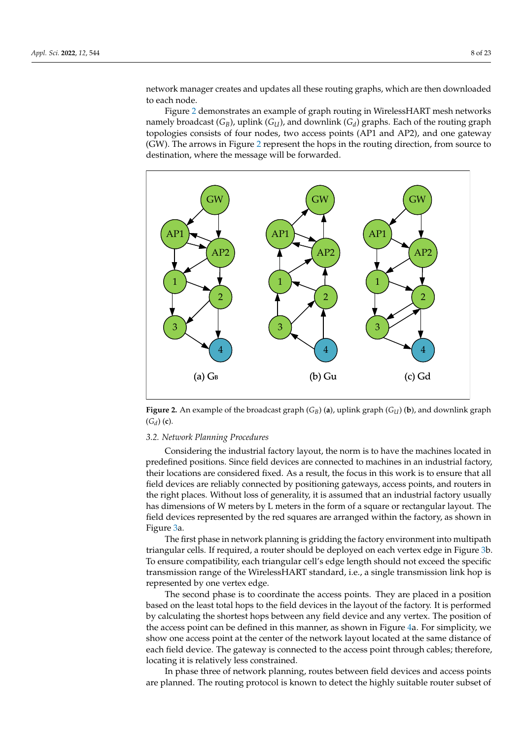network manager creates and updates all these routing graphs, which are then downloaded to each node.

Figure 2 demonstrates an example of graph routing in WirelessHART mesh networks namely broadcast ($G_B$), uplink ($G_U$), and downlink ($G_d$) graphs. Each of the routing graph topologies consists of four nodes, two access points (AP1 and AP2), and one gateway (GW). The arrows in Figure 2 represent the hops in the routing direction, from source to destination, where the message will be forwarded.

**Figure 2.** An example of the broadcast graph ($G_B$) (**a**), uplink graph ($G_U$) (**b**), and downlink graph ($G_d$) (**c**).

### 3.2. Network Planning Procedures

Considering the industrial factory layout, the norm is to have the machines located in predefined positions. Since field devices are connected to machines in an industrial factory, their locations are considered fixed. As a result, the focus in this work is to ensure that all field devices are reliably connected by positioning gateways, access points, and routers in the right places. Without loss of generality, it is assumed that an industrial factory usually has dimensions of W meters by L meters in the form of a square or rectangular layout. The field devices represented by the red squares are arranged within the factory, as shown in Figure 3a.

The first phase in network planning is gridding the factory environment into multipath triangular cells. If required, a router should be deployed on each vertex edge in Figure 3b. To ensure compatibility, each triangular cell's edge length should not exceed the specific transmission range of the WirelessHART standard, i.e., a single transmission link hop is represented by one vertex edge.

The second phase is to coordinate the access points. They are placed in a position based on the least total hops to the field devices in the layout of the factory. It is performed by calculating the shortest hops between any field device and any vertex. The position of the access point can be defined in this manner, as shown in Figure 4a. For simplicity, we show one access point at the center of the network layout located at the same distance of each field device. The gateway is connected to the access point through cables; therefore, locating it is relatively less constrained.

In phase three of network planning, routes between field devices and access points are planned. The routing protocol is known to detect the highly suitable router subset of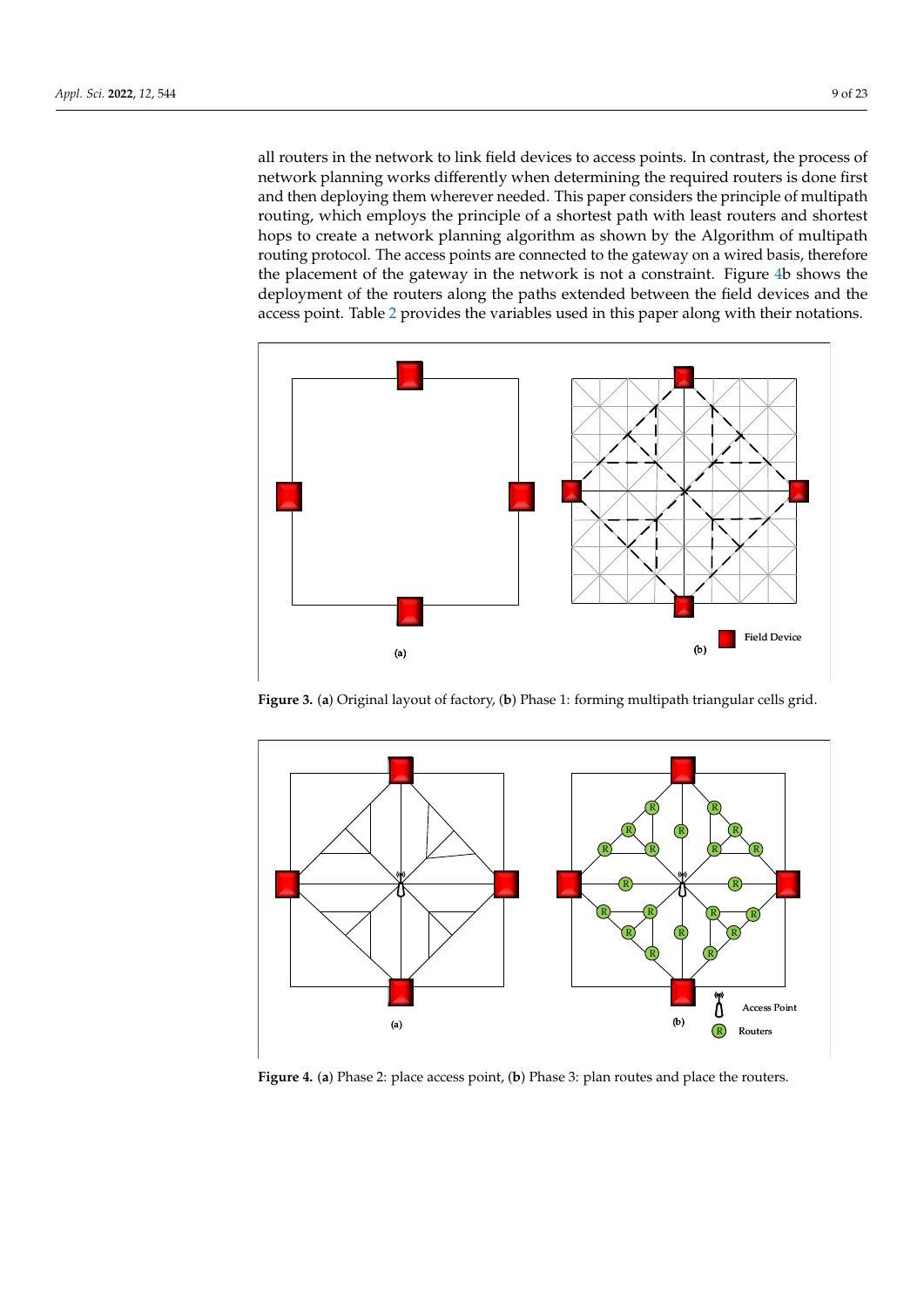all routers in the network to link field devices to access points. In contrast, the process of network planning works differently when determining the required routers is done first and then deploying them wherever needed. This paper considers the principle of multipath routing, which employs the principle of a shortest path with least routers and shortest hops to create a network planning algorithm as shown by the Algorithm of multipath routing protocol. The access points are connected to the gateway on a wired basis, therefore the placement of the gateway in the network is not a constraint. Figure 4b shows the deployment of the routers along the paths extended between the field devices and the access point. Table 2 provides the variables used in this paper along with their notations.

**Figure 3.** (**a**) Original layout of factory, (**b**) Phase 1: forming multipath triangular cells grid.

**Figure 4.** (**a**) Phase 2: place access point, (**b**) Phase 3: plan routes and place the routers.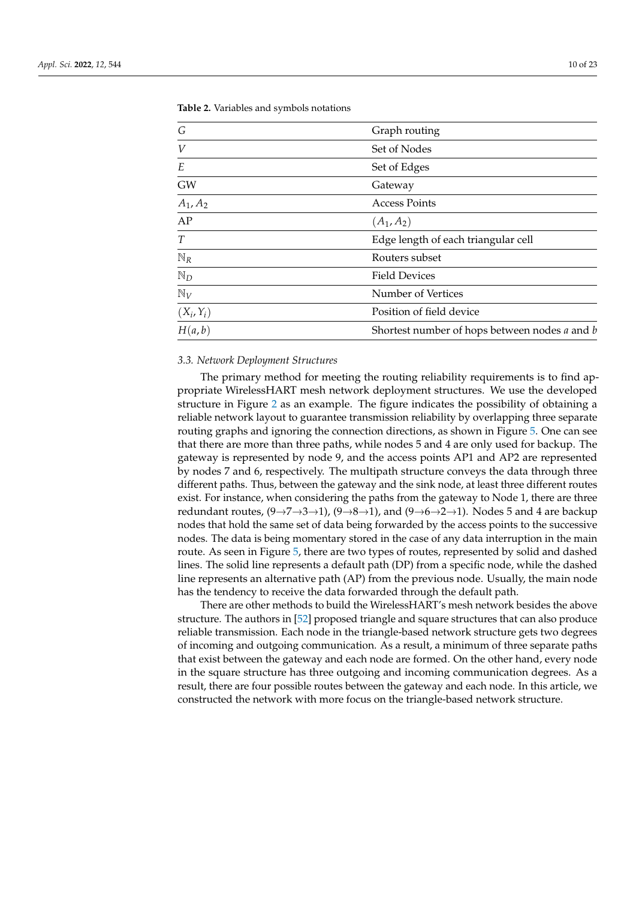**Table 2.** Variables and symbols notations

| | |
|---|---|
| $G$ | Graph routing |
| $V$ | Set of Nodes |
| $E$ | Set of Edges |
| GW | Gateway |
| $A_1, A_2$ | Access Points |
| AP | $(A_1, A_2)$ |
| $T$ | Edge length of each triangular cell |
| $\mathbb{N}_R$ | Routers subset |
| $\mathbb{N}_D$ | Field Devices |
| $\mathbb{N}_V$ | Number of Vertices |
| $(X_i, Y_i)$ | Position of field device |
| $H(a, b)$ | Shortest number of hops between nodes $a$ and $b$ |

### *3.3. Network Deployment Structures*

The primary method for meeting the routing reliability requirements is to find appropriate WirelessHART mesh network deployment structures. We use the developed structure in Figure 2 as an example. The figure indicates the possibility of obtaining a reliable network layout to guarantee transmission reliability by overlapping three separate routing graphs and ignoring the connection directions, as shown in Figure 5. One can see that there are more than three paths, while nodes 5 and 4 are only used for backup. The gateway is represented by node 9, and the access points AP1 and AP2 are represented by nodes 7 and 6, respectively. The multipath structure conveys the data through three different paths. Thus, between the gateway and the sink node, at least three different routes exist. For instance, when considering the paths from the gateway to Node 1, there are three redundant routes, (9→7→3→1), (9→8→1), and (9→6→2→1). Nodes 5 and 4 are backup nodes that hold the same set of data being forwarded by the access points to the successive nodes. The data is being momentary stored in the case of any data interruption in the main route. As seen in Figure 5, there are two types of routes, represented by solid and dashed lines. The solid line represents a default path (DP) from a specific node, while the dashed line represents an alternative path (AP) from the previous node. Usually, the main node has the tendency to receive the data forwarded through the default path.

There are other methods to build the WirelessHART's mesh network besides the above structure. The authors in [52] proposed triangle and square structures that can also produce reliable transmission. Each node in the triangle-based network structure gets two degrees of incoming and outgoing communication. As a result, a minimum of three separate paths that exist between the gateway and each node are formed. On the other hand, every node in the square structure has three outgoing and incoming communication degrees. As a result, there are four possible routes between the gateway and each node. In this article, we constructed the network with more focus on the triangle-based network structure.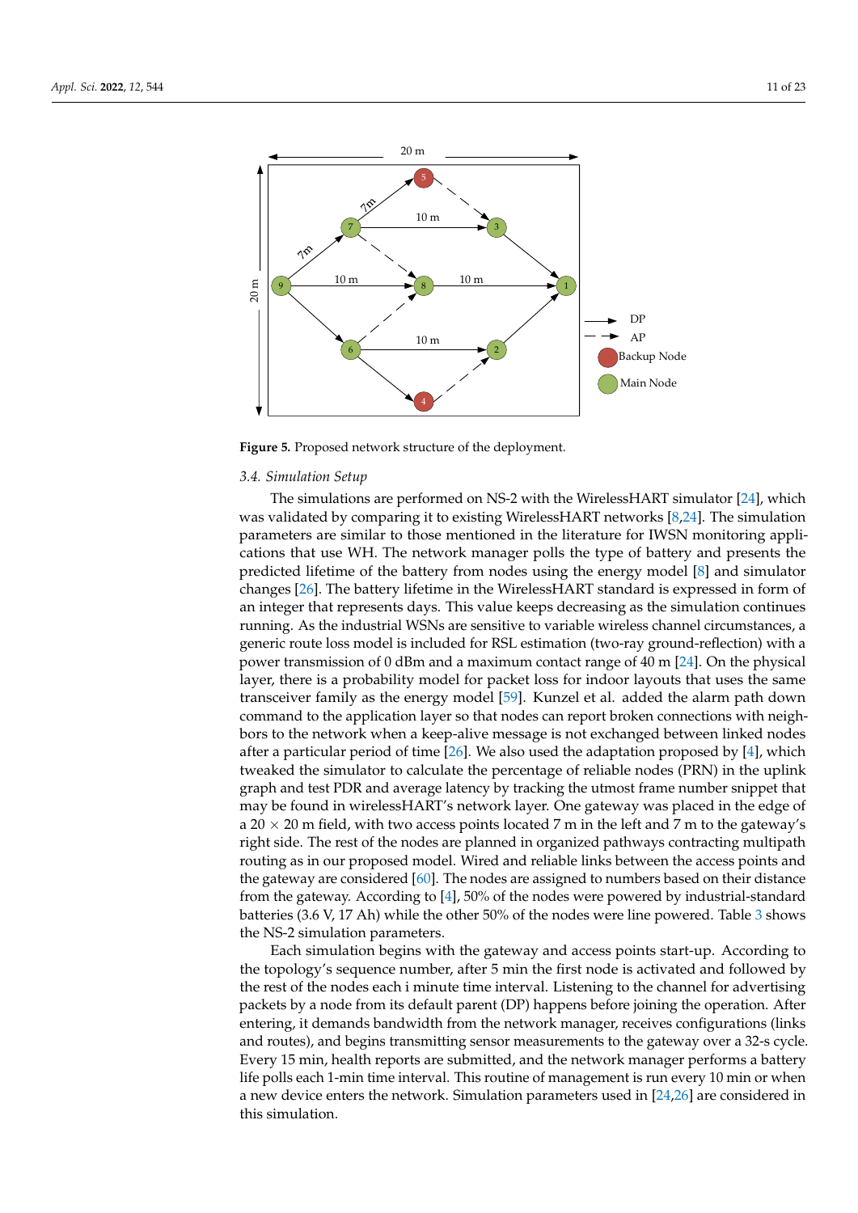Figure 5. Proposed network structure of the deployment.

### 3.4. Simulation Setup

The simulations are performed on NS-2 with the WirelessHART simulator [24], which was validated by comparing it to existing WirelessHART networks [8,24]. The simulation parameters are similar to those mentioned in the literature for IWSN monitoring applications that use WH. The network manager polls the type of battery and presents the predicted lifetime of the battery from nodes using the energy model [8] and simulator changes [26]. The battery lifetime in the WirelessHART standard is expressed in form of an integer that represents days. This value keeps decreasing as the simulation continues running. As the industrial WSNs are sensitive to variable wireless channel circumstances, a generic route loss model is included for RSL estimation (two-ray ground-reflection) with a power transmission of 0 dBm and a maximum contact range of 40 m [24]. On the physical layer, there is a probability model for packet loss for indoor layouts that uses the same transceiver family as the energy model [59]. Kunzel et al. added the alarm path down command to the application layer so that nodes can report broken connections with neighbors to the network when a keep-alive message is not exchanged between linked nodes after a particular period of time [26]. We also used the adaptation proposed by [4], which tweaked the simulator to calculate the percentage of reliable nodes (PRN) in the uplink graph and test PDR and average latency by tracking the utmost frame number snippet that may be found in wirelessHART's network layer. One gateway was placed in the edge of a 20 × 20 m field, with two access points located 7 m in the left and 7 m to the gateway's right side. The rest of the nodes are planned in organized pathways contracting multipath routing as in our proposed model. Wired and reliable links between the access points and the gateway are considered [60]. The nodes are assigned to numbers based on their distance from the gateway. According to [4], 50% of the nodes were powered by industrial-standard batteries (3.6 V, 17 Ah) while the other 50% of the nodes were line powered. Table 3 shows the NS-2 simulation parameters.

Each simulation begins with the gateway and access points start-up. According to the topology's sequence number, after 5 min the first node is activated and followed by the rest of the nodes each i minute time interval. Listening to the channel for advertising packets by a node from its default parent (DP) happens before joining the operation. After entering, it demands bandwidth from the network manager, receives configurations (links and routes), and begins transmitting sensor measurements to the gateway over a 32-s cycle. Every 15 min, health reports are submitted, and the network manager performs a battery life polls each 1-min time interval. This routine of management is run every 10 min or when a new device enters the network. Simulation parameters used in [24,26] are considered in this simulation.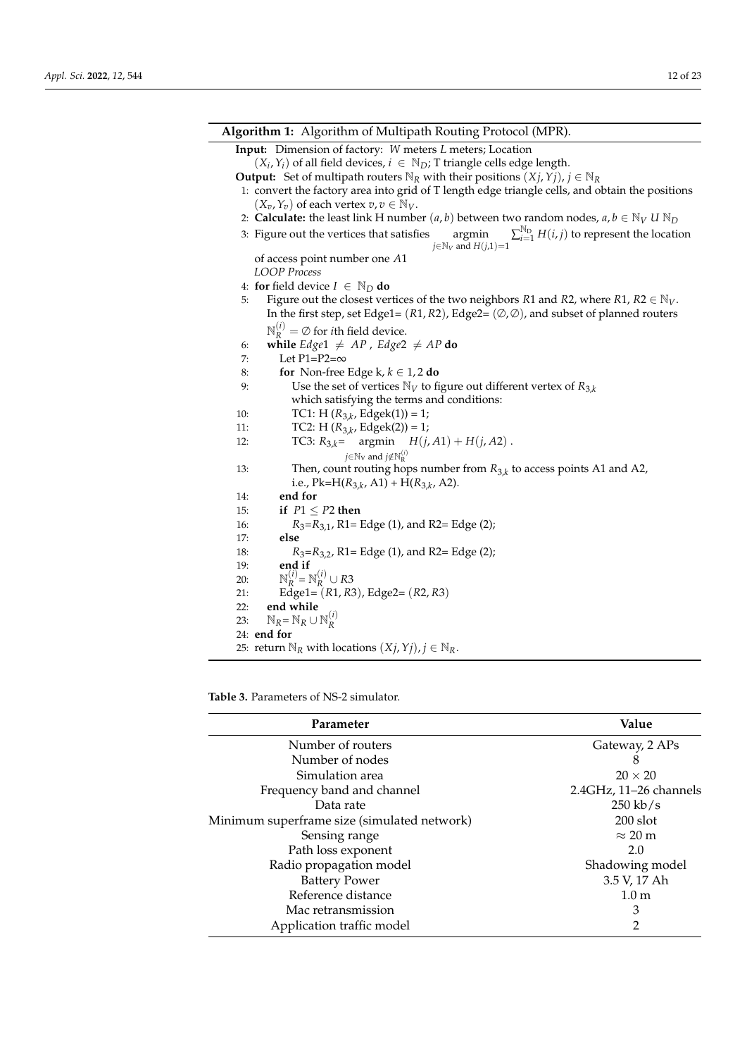**Algorithm 1:** Algorithm of Multipath Routing Protocol (MPR).

**Input:** Dimension of factory: *W* meters *L* meters; Location $(X_i, Y_i)$ of all field devices, $i \in \mathbb{N}_D$; T triangle cells edge length.

**Output:** Set of multipath routers $\mathbb{N}_R$ with their positions $(Xj, Yj)$, $j \in \mathbb{N}_R$

1: convert the factory area into grid of T length edge triangle cells, and obtain the positions $(X_v, Y_v)$ of each vertex $v, v \in \mathbb{N}_V$.

2: **Calculate:** the least link H number $(a, b)$ between two random nodes, $a, b \in \mathbb{N}_V \; U \; \mathbb{N}_D$

3: Figure out the vertices that satisfies $\underset{j \in \mathbb{N}_V \text{ and } H(j,1)=1}{\operatorname{argmin}} \sum_{i=1}^{\mathbb{N}_D} H(i, j)$ to represent the location of access point number one $A1$

*LOOP Process*

4: **for** field device $I \in \mathbb{N}_D$ **do**

5: Figure out the closest vertices of the two neighbors $R1$ and $R2$, where $R1, R2 \in \mathbb{N}_V$. In the first step, set Edge1= $(R1, R2)$, Edge2= $(\emptyset, \emptyset)$, and subset of planned routers $\mathbb{N}_R^{(i)} = \emptyset$ for *i*th field device.

6: **while** $Edge1 \neq AP$ , $Edge2 \neq AP$ **do**

7: Let P1=P2=∞

8: **for** Non-free Edge k, $k \in 1, 2$ **do**

9: Use the set of vertices $\mathbb{N}_V$ to figure out different vertex of $R_{3,k}$ which satisfying the terms and conditions:

10: TC1: H $(R_{3,k}$, Edgek(1)) = 1;

11: TC2: H $(R_{3,k}$, Edgek(2)) = 1;

12: TC3: $R_{3,k} = \underset{j \in \mathbb{N}_V \text{ and } j \notin \mathbb{N}_R^{(i)}}{\operatorname{argmin}} H(j, A1) + H(j, A2)$ .

13: Then, count routing hops number from $R_{3,k}$ to access points A1 and A2, i.e., Pk=H($R_{3,k}$, A1) + H($R_{3,k}$, A2).

14: **end for**

15: **if** $P1 \leq P2$ **then**

16: $R_3 = R_{3,1}$, R1= Edge (1), and R2= Edge (2);

17: **else**

18: $R_3 = R_{3,2}$, R1= Edge (1), and R2= Edge (2);

19: **end if**

20: $\mathbb{N}_R^{(i)} = \mathbb{N}_R^{(i)} \cup R3$

21: Edge1= $(R1, R3)$, Edge2= $(R2, R3)$

22: **end while**

23: $\mathbb{N}_R = \mathbb{N}_R \cup \mathbb{N}_R^{(i)}$

24: **end for**

25: return $\mathbb{N}_R$ with locations $(Xj, Yj)$, $j \in \mathbb{N}_R$.

**Table 3.** Parameters of NS-2 simulator.

| Parameter | Value |
|---|---|
| Number of routers | Gateway, 2 APs |
| Number of nodes | 8 |
| Simulation area | $20 \times 20$ |
| Frequency band and channel | 2.4GHz, 11–26 channels |
| Data rate | 250 kb/s |
| Minimum superframe size (simulated network) | 200 slot |
| Sensing range | $\approx 20$ m |
| Path loss exponent | 2.0 |
| Radio propagation model | Shadowing model |
| Battery Power | 3.5 V, 17 Ah |
| Reference distance | 1.0 m |
| Mac retransmission | 3 |
| Application traffic model | 2 |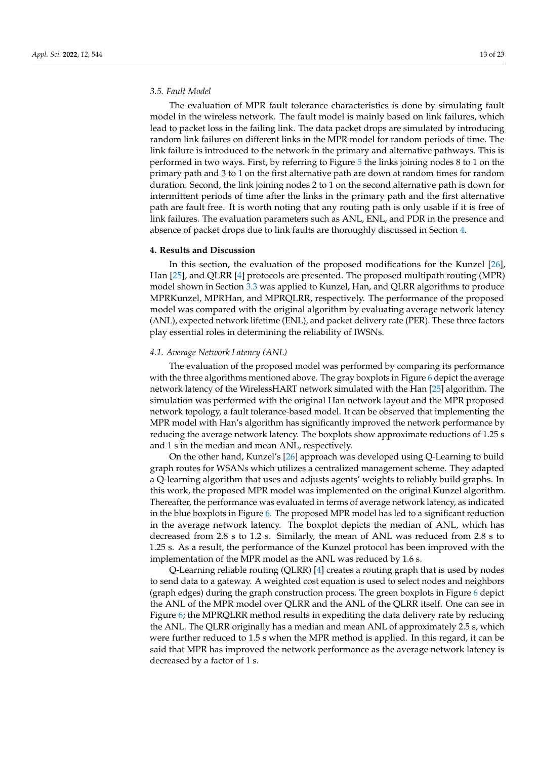### 3.5. Fault Model

The evaluation of MPR fault tolerance characteristics is done by simulating fault model in the wireless network. The fault model is mainly based on link failures, which lead to packet loss in the failing link. The data packet drops are simulated by introducing random link failures on different links in the MPR model for random periods of time. The link failure is introduced to the network in the primary and alternative pathways. This is performed in two ways. First, by referring to Figure 5 the links joining nodes 8 to 1 on the primary path and 3 to 1 on the first alternative path are down at random times for random duration. Second, the link joining nodes 2 to 1 on the second alternative path is down for intermittent periods of time after the links in the primary path and the first alternative path are fault free. It is worth noting that any routing path is only usable if it is free of link failures. The evaluation parameters such as ANL, ENL, and PDR in the presence and absence of packet drops due to link faults are thoroughly discussed in Section 4.

## 4. Results and Discussion

In this section, the evaluation of the proposed modifications for the Kunzel [26], Han [25], and QLRR [4] protocols are presented. The proposed multipath routing (MPR) model shown in Section 3.3 was applied to Kunzel, Han, and QLRR algorithms to produce MPRKunzel, MPRHan, and MPRQLRR, respectively. The performance of the proposed model was compared with the original algorithm by evaluating average network latency (ANL), expected network lifetime (ENL), and packet delivery rate (PER). These three factors play essential roles in determining the reliability of IWSNs.

### 4.1. Average Network Latency (ANL)

The evaluation of the proposed model was performed by comparing its performance with the three algorithms mentioned above. The gray boxplots in Figure 6 depict the average network latency of the WirelessHART network simulated with the Han [25] algorithm. The simulation was performed with the original Han network layout and the MPR proposed network topology, a fault tolerance-based model. It can be observed that implementing the MPR model with Han's algorithm has significantly improved the network performance by reducing the average network latency. The boxplots show approximate reductions of 1.25 s and 1 s in the median and mean ANL, respectively.

On the other hand, Kunzel's [26] approach was developed using Q-Learning to build graph routes for WSANs which utilizes a centralized management scheme. They adapted a Q-learning algorithm that uses and adjusts agents' weights to reliably build graphs. In this work, the proposed MPR model was implemented on the original Kunzel algorithm. Thereafter, the performance was evaluated in terms of average network latency, as indicated in the blue boxplots in Figure 6. The proposed MPR model has led to a significant reduction in the average network latency. The boxplot depicts the median of ANL, which has decreased from 2.8 s to 1.2 s. Similarly, the mean of ANL was reduced from 2.8 s to 1.25 s. As a result, the performance of the Kunzel protocol has been improved with the implementation of the MPR model as the ANL was reduced by 1.6 s.

Q-Learning reliable routing (QLRR) [4] creates a routing graph that is used by nodes to send data to a gateway. A weighted cost equation is used to select nodes and neighbors (graph edges) during the graph construction process. The green boxplots in Figure 6 depict the ANL of the MPR model over QLRR and the ANL of the QLRR itself. One can see in Figure 6; the MPRQLRR method results in expediting the data delivery rate by reducing the ANL. The QLRR originally has a median and mean ANL of approximately 2.5 s, which were further reduced to 1.5 s when the MPR method is applied. In this regard, it can be said that MPR has improved the network performance as the average network latency is decreased by a factor of 1 s.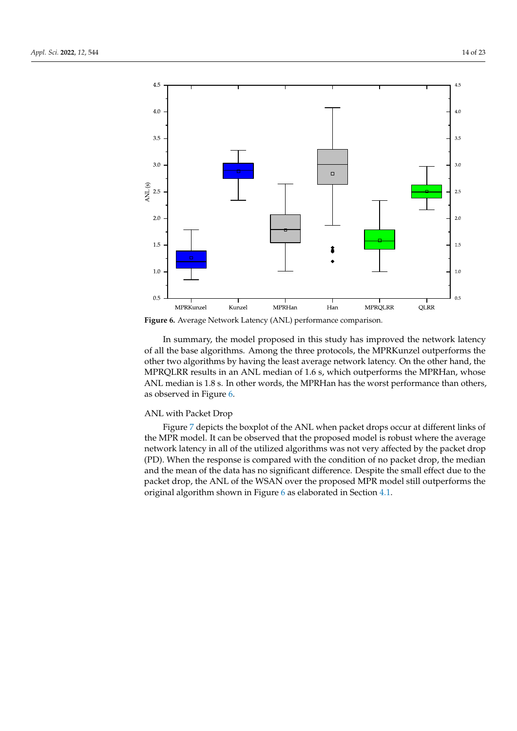**Figure 6.** Average Network Latency (ANL) performance comparison.

In summary, the model proposed in this study has improved the network latency of all the base algorithms. Among the three protocols, the MPRKunzel outperforms the other two algorithms by having the least average network latency. On the other hand, the MPRQLRR results in an ANL median of 1.6 s, which outperforms the MPRHan, whose ANL median is 1.8 s. In other words, the MPRHan has the worst performance than others, as observed in Figure 6.

ANL with Packet Drop

Figure 7 depicts the boxplot of the ANL when packet drops occur at different links of the MPR model. It can be observed that the proposed model is robust where the average network latency in all of the utilized algorithms was not very affected by the packet drop (PD). When the response is compared with the condition of no packet drop, the median and the mean of the data has no significant difference. Despite the small effect due to the packet drop, the ANL of the WSAN over the proposed MPR model still outperforms the original algorithm shown in Figure 6 as elaborated in Section 4.1.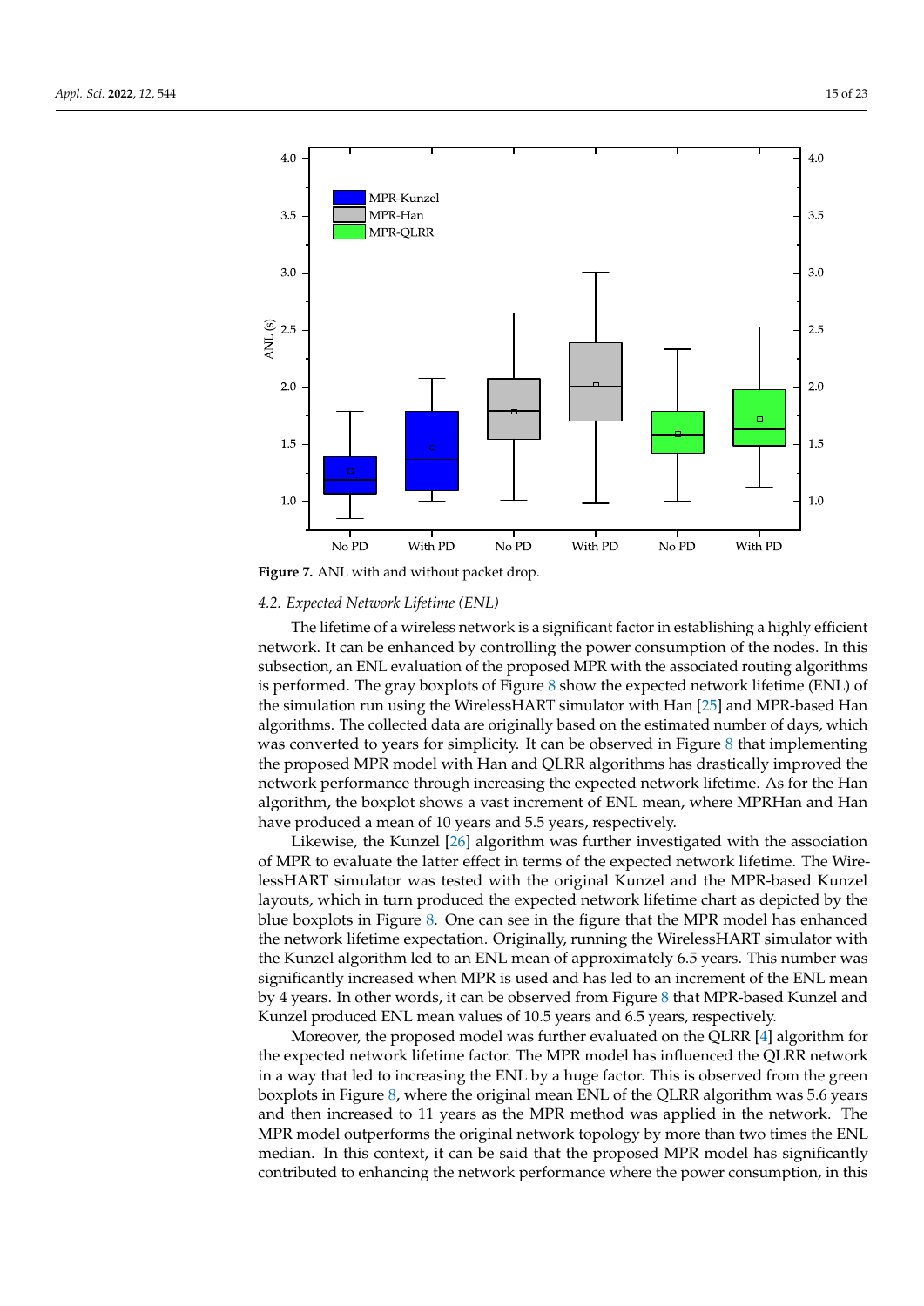**Figure 7.** ANL with and without packet drop.

### 4.2. Expected Network Lifetime (ENL)

The lifetime of a wireless network is a significant factor in establishing a highly efficient network. It can be enhanced by controlling the power consumption of the nodes. In this subsection, an ENL evaluation of the proposed MPR with the associated routing algorithms is performed. The gray boxplots of Figure 8 show the expected network lifetime (ENL) of the simulation run using the WirelessHART simulator with Han [25] and MPR-based Han algorithms. The collected data are originally based on the estimated number of days, which was converted to years for simplicity. It can be observed in Figure 8 that implementing the proposed MPR model with Han and QLRR algorithms has drastically improved the network performance through increasing the expected network lifetime. As for the Han algorithm, the boxplot shows a vast increment of ENL mean, where MPRHan and Han have produced a mean of 10 years and 5.5 years, respectively.

Likewise, the Kunzel [26] algorithm was further investigated with the association of MPR to evaluate the latter effect in terms of the expected network lifetime. The WirelessHART simulator was tested with the original Kunzel and the MPR-based Kunzel layouts, which in turn produced the expected network lifetime chart as depicted by the blue boxplots in Figure 8. One can see in the figure that the MPR model has enhanced the network lifetime expectation. Originally, running the WirelessHART simulator with the Kunzel algorithm led to an ENL mean of approximately 6.5 years. This number was significantly increased when MPR is used and has led to an increment of the ENL mean by 4 years. In other words, it can be observed from Figure 8 that MPR-based Kunzel and Kunzel produced ENL mean values of 10.5 years and 6.5 years, respectively.

Moreover, the proposed model was further evaluated on the QLRR [4] algorithm for the expected network lifetime factor. The MPR model has influenced the QLRR network in a way that led to increasing the ENL by a huge factor. This is observed from the green boxplots in Figure 8, where the original mean ENL of the QLRR algorithm was 5.6 years and then increased to 11 years as the MPR method was applied in the network. The MPR model outperforms the original network topology by more than two times the ENL median. In this context, it can be said that the proposed MPR model has significantly contributed to enhancing the network performance where the power consumption, in this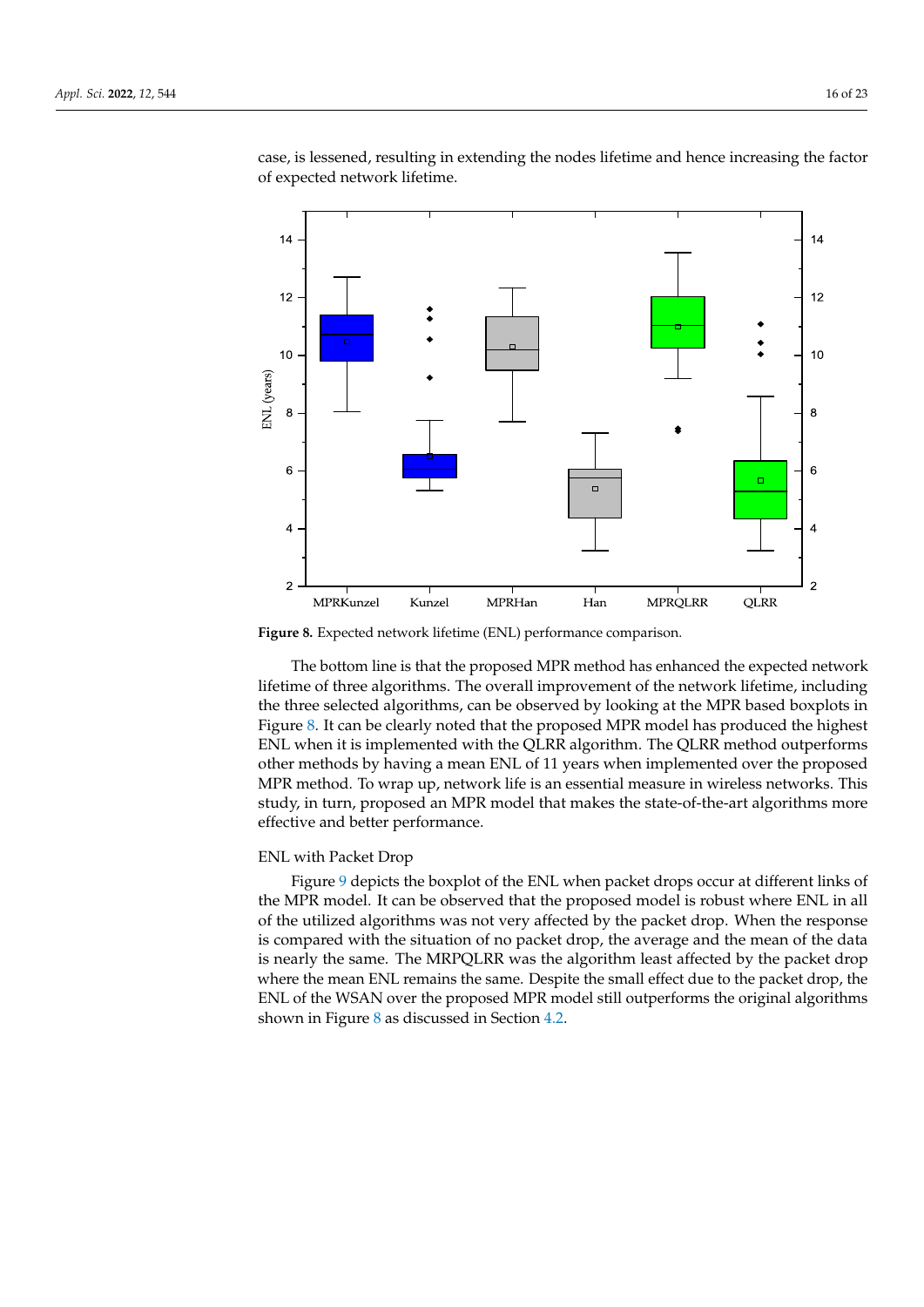case, is lessened, resulting in extending the nodes lifetime and hence increasing the factor of expected network lifetime.

**Figure 8.** Expected network lifetime (ENL) performance comparison.

The bottom line is that the proposed MPR method has enhanced the expected network lifetime of three algorithms. The overall improvement of the network lifetime, including the three selected algorithms, can be observed by looking at the MPR based boxplots in Figure 8. It can be clearly noted that the proposed MPR model has produced the highest ENL when it is implemented with the QLRR algorithm. The QLRR method outperforms other methods by having a mean ENL of 11 years when implemented over the proposed MPR method. To wrap up, network life is an essential measure in wireless networks. This study, in turn, proposed an MPR model that makes the state-of-the-art algorithms more effective and better performance.

ENL with Packet Drop

Figure 9 depicts the boxplot of the ENL when packet drops occur at different links of the MPR model. It can be observed that the proposed model is robust where ENL in all of the utilized algorithms was not very affected by the packet drop. When the response is compared with the situation of no packet drop, the average and the mean of the data is nearly the same. The MRPQLRR was the algorithm least affected by the packet drop where the mean ENL remains the same. Despite the small effect due to the packet drop, the ENL of the WSAN over the proposed MPR model still outperforms the original algorithms shown in Figure 8 as discussed in Section 4.2.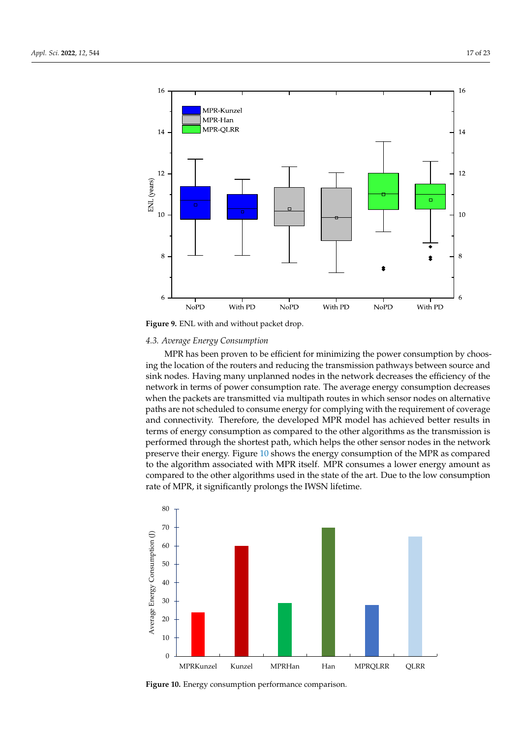**Figure 9.** ENL with and without packet drop.

### 4.3. Average Energy Consumption

MPR has been proven to be efficient for minimizing the power consumption by choosing the location of the routers and reducing the transmission pathways between source and sink nodes. Having many unplanned nodes in the network decreases the efficiency of the network in terms of power consumption rate. The average energy consumption decreases when the packets are transmitted via multipath routes in which sensor nodes on alternative paths are not scheduled to consume energy for complying with the requirement of coverage and connectivity. Therefore, the developed MPR model has achieved better results in terms of energy consumption as compared to the other algorithms as the transmission is performed through the shortest path, which helps the other sensor nodes in the network preserve their energy. Figure 10 shows the energy consumption of the MPR as compared to the algorithm associated with MPR itself. MPR consumes a lower energy amount as compared to the other algorithms used in the state of the art. Due to the low consumption rate of MPR, it significantly prolongs the IWSN lifetime.

**Figure 10.** Energy consumption performance comparison.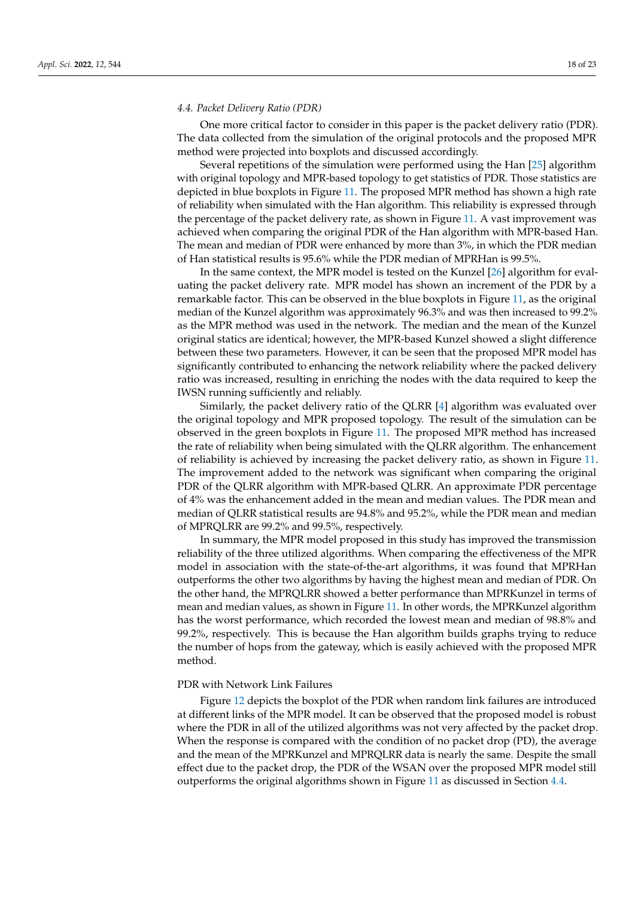### 4.4. Packet Delivery Ratio (PDR)

One more critical factor to consider in this paper is the packet delivery ratio (PDR). The data collected from the simulation of the original protocols and the proposed MPR method were projected into boxplots and discussed accordingly.

Several repetitions of the simulation were performed using the Han [25] algorithm with original topology and MPR-based topology to get statistics of PDR. Those statistics are depicted in blue boxplots in Figure 11. The proposed MPR method has shown a high rate of reliability when simulated with the Han algorithm. This reliability is expressed through the percentage of the packet delivery rate, as shown in Figure 11. A vast improvement was achieved when comparing the original PDR of the Han algorithm with MPR-based Han. The mean and median of PDR were enhanced by more than 3%, in which the PDR median of Han statistical results is 95.6% while the PDR median of MPRHan is 99.5%.

In the same context, the MPR model is tested on the Kunzel [26] algorithm for evaluating the packet delivery rate. MPR model has shown an increment of the PDR by a remarkable factor. This can be observed in the blue boxplots in Figure 11, as the original median of the Kunzel algorithm was approximately 96.3% and was then increased to 99.2% as the MPR method was used in the network. The median and the mean of the Kunzel original statics are identical; however, the MPR-based Kunzel showed a slight difference between these two parameters. However, it can be seen that the proposed MPR model has significantly contributed to enhancing the network reliability where the packed delivery ratio was increased, resulting in enriching the nodes with the data required to keep the IWSN running sufficiently and reliably.

Similarly, the packet delivery ratio of the QLRR [4] algorithm was evaluated over the original topology and MPR proposed topology. The result of the simulation can be observed in the green boxplots in Figure 11. The proposed MPR method has increased the rate of reliability when being simulated with the QLRR algorithm. The enhancement of reliability is achieved by increasing the packet delivery ratio, as shown in Figure 11. The improvement added to the network was significant when comparing the original PDR of the QLRR algorithm with MPR-based QLRR. An approximate PDR percentage of 4% was the enhancement added in the mean and median values. The PDR mean and median of QLRR statistical results are 94.8% and 95.2%, while the PDR mean and median of MPRQLRR are 99.2% and 99.5%, respectively.

In summary, the MPR model proposed in this study has improved the transmission reliability of the three utilized algorithms. When comparing the effectiveness of the MPR model in association with the state-of-the-art algorithms, it was found that MPRHan outperforms the other two algorithms by having the highest mean and median of PDR. On the other hand, the MPRQLRR showed a better performance than MPRKunzel in terms of mean and median values, as shown in Figure 11. In other words, the MPRKunzel algorithm has the worst performance, which recorded the lowest mean and median of 98.8% and 99.2%, respectively. This is because the Han algorithm builds graphs trying to reduce the number of hops from the gateway, which is easily achieved with the proposed MPR method.

#### PDR with Network Link Failures

Figure 12 depicts the boxplot of the PDR when random link failures are introduced at different links of the MPR model. It can be observed that the proposed model is robust where the PDR in all of the utilized algorithms was not very affected by the packet drop. When the response is compared with the condition of no packet drop (PD), the average and the mean of the MPRKunzel and MPRQLRR data is nearly the same. Despite the small effect due to the packet drop, the PDR of the WSAN over the proposed MPR model still outperforms the original algorithms shown in Figure 11 as discussed in Section 4.4.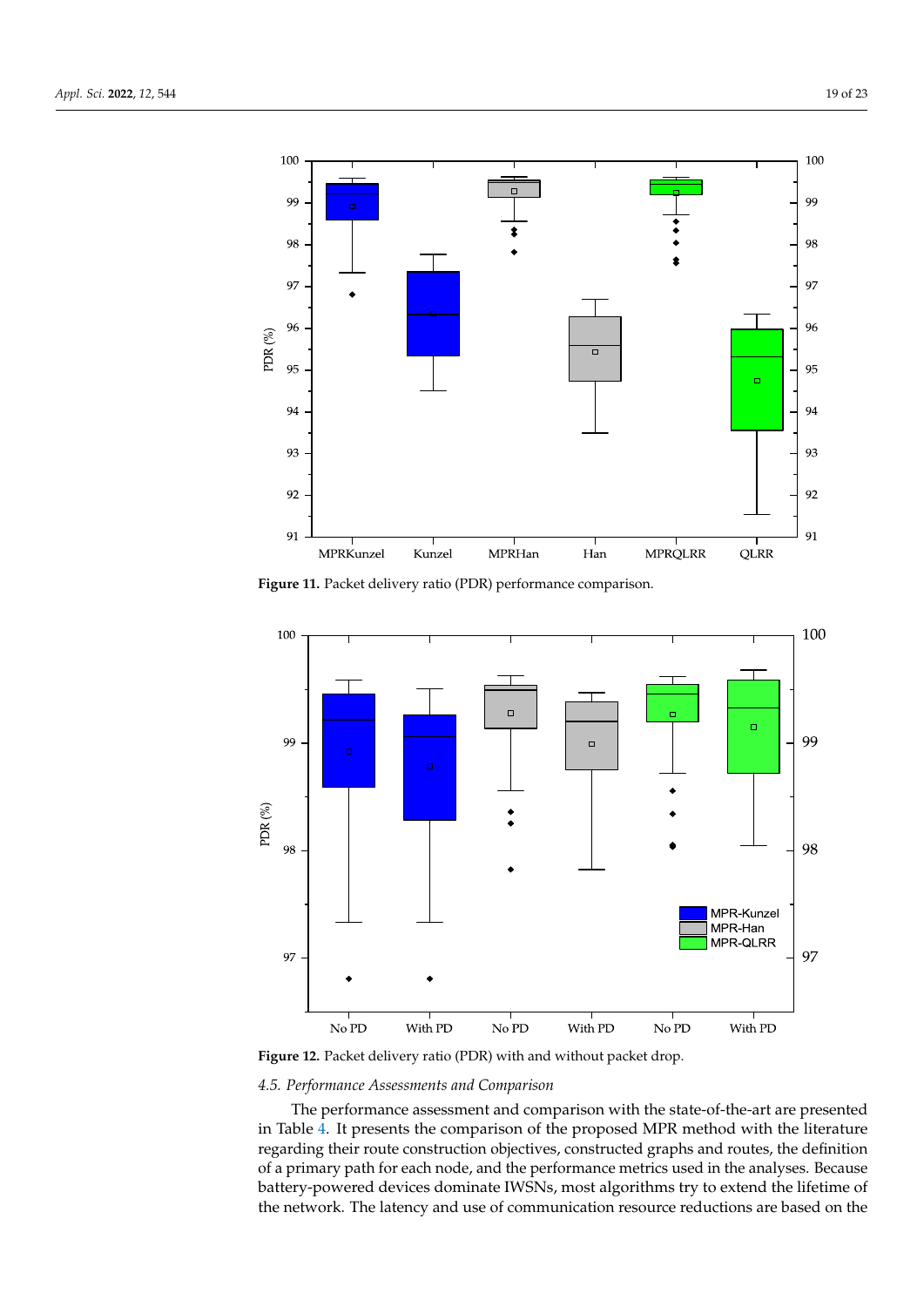**Figure 11.** Packet delivery ratio (PDR) performance comparison.

**Figure 12.** Packet delivery ratio (PDR) with and without packet drop.

### *4.5. Performance Assessments and Comparison*

The performance assessment and comparison with the state-of-the-art are presented in Table 4. It presents the comparison of the proposed MPR method with the literature regarding their route construction objectives, constructed graphs and routes, the definition of a primary path for each node, and the performance metrics used in the analyses. Because battery-powered devices dominate IWSNs, most algorithms try to extend the lifetime of the network. The latency and use of communication resource reductions are based on the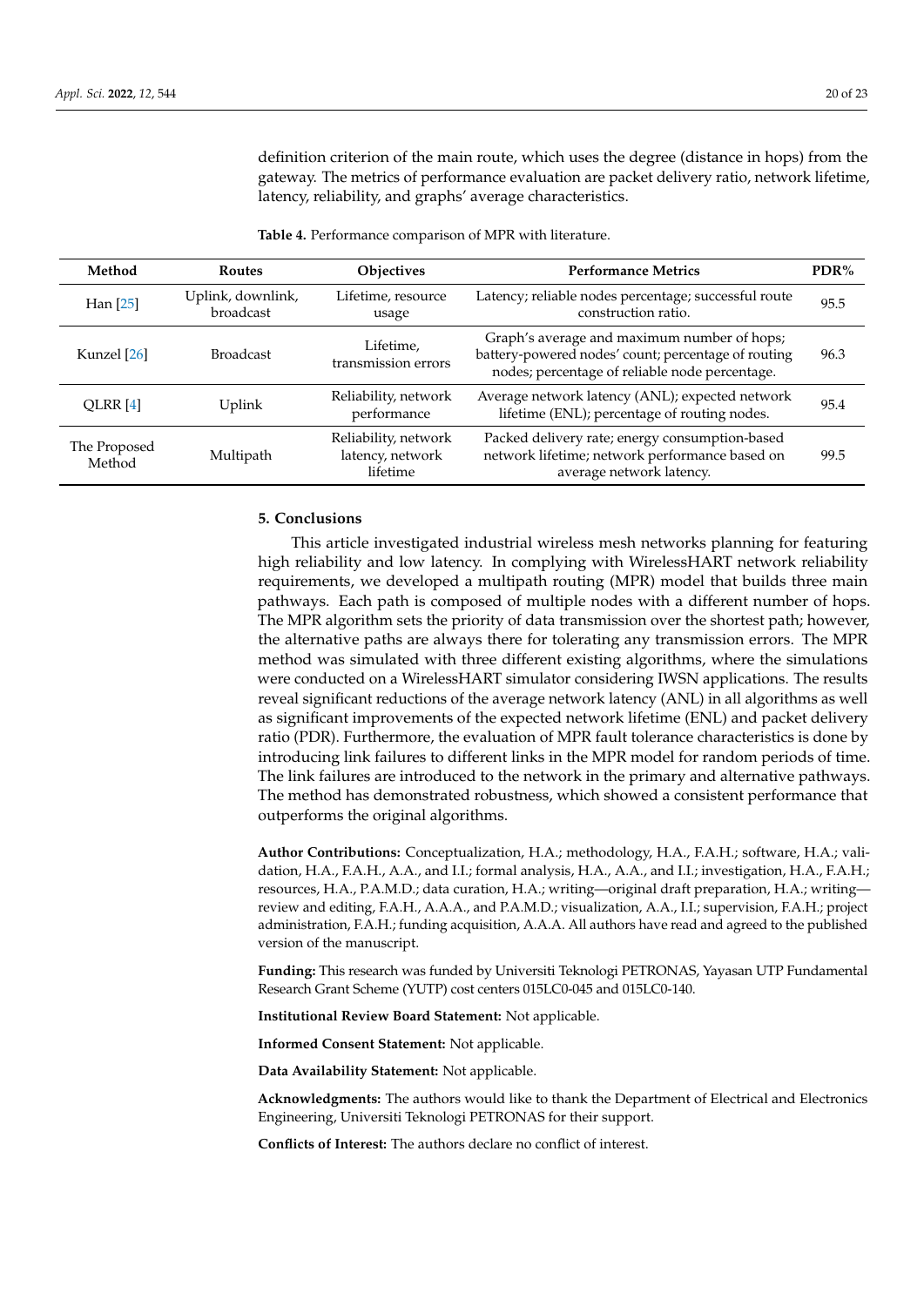definition criterion of the main route, which uses the degree (distance in hops) from the gateway. The metrics of performance evaluation are packet delivery ratio, network lifetime, latency, reliability, and graphs' average characteristics.

**Table 4.** Performance comparison of MPR with literature.

| Method | Routes | Objectives | Performance Metrics | PDR% |
|---|---|---|---|---|
| Han [25] | Uplink, downlink, broadcast | Lifetime, resource usage | Latency; reliable nodes percentage; successful route construction ratio. | 95.5 |
| Kunzel [26] | Broadcast | Lifetime, transmission errors | Graph's average and maximum number of hops; battery-powered nodes' count; percentage of routing nodes; percentage of reliable node percentage. | 96.3 |
| QLRR [4] | Uplink | Reliability, network performance | Average network latency (ANL); expected network lifetime (ENL); percentage of routing nodes. | 95.4 |
| The Proposed Method | Multipath | Reliability, network latency, network lifetime | Packed delivery rate; energy consumption-based network lifetime; network performance based on average network latency. | 99.5 |

## 5. Conclusions

This article investigated industrial wireless mesh networks planning for featuring high reliability and low latency. In complying with WirelessHART network reliability requirements, we developed a multipath routing (MPR) model that builds three main pathways. Each path is composed of multiple nodes with a different number of hops. The MPR algorithm sets the priority of data transmission over the shortest path; however, the alternative paths are always there for tolerating any transmission errors. The MPR method was simulated with three different existing algorithms, where the simulations were conducted on a WirelessHART simulator considering IWSN applications. The results reveal significant reductions of the average network latency (ANL) in all algorithms as well as significant improvements of the expected network lifetime (ENL) and packet delivery ratio (PDR). Furthermore, the evaluation of MPR fault tolerance characteristics is done by introducing link failures to different links in the MPR model for random periods of time. The link failures are introduced to the network in the primary and alternative pathways. The method has demonstrated robustness, which showed a consistent performance that outperforms the original algorithms.

**Author Contributions:** Conceptualization, H.A.; methodology, H.A., F.A.H.; software, H.A.; validation, H.A., F.A.H., A.A., and I.I.; formal analysis, H.A., A.A., and I.I.; investigation, H.A., F.A.H.; resources, H.A., P.A.M.D.; data curation, H.A.; writing—original draft preparation, H.A.; writing—review and editing, F.A.H., A.A.A., and P.A.M.D.; visualization, A.A., I.I.; supervision, F.A.H.; project administration, F.A.H.; funding acquisition, A.A.A. All authors have read and agreed to the published version of the manuscript.

**Funding:** This research was funded by Universiti Teknologi PETRONAS, Yayasan UTP Fundamental Research Grant Scheme (YUTP) cost centers 015LC0-045 and 015LC0-140.

**Institutional Review Board Statement:** Not applicable.

**Informed Consent Statement:** Not applicable.

**Data Availability Statement:** Not applicable.

**Acknowledgments:** The authors would like to thank the Department of Electrical and Electronics Engineering, Universiti Teknologi PETRONAS for their support.

**Conflicts of Interest:** The authors declare no conflict of interest.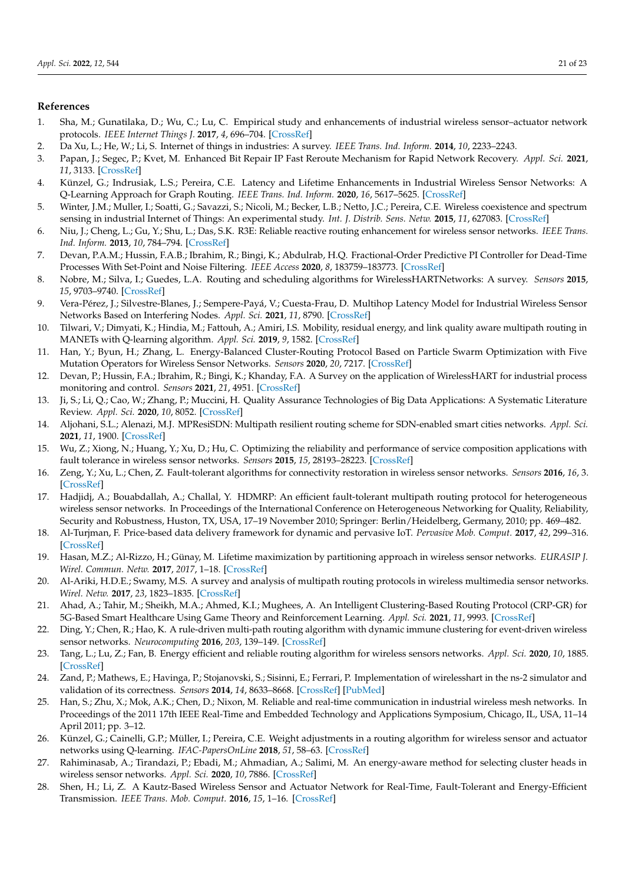## References

1. Sha, M.; Gunatilaka, D.; Wu, C.; Lu, C. Empirical study and enhancements of industrial wireless sensor–actuator network protocols. *IEEE Internet Things J.* **2017**, *4*, 696–704. [CrossRef]
2. Da Xu, L.; He, W.; Li, S. Internet of things in industries: A survey. *IEEE Trans. Ind. Inform.* **2014**, *10*, 2233–2243.
3. Papan, J.; Segec, P.; Kvet, M. Enhanced Bit Repair IP Fast Reroute Mechanism for Rapid Network Recovery. *Appl. Sci.* **2021**, *11*, 3133. [CrossRef]
4. Künzel, G.; Indrusiak, L.S.; Pereira, C.E. Latency and Lifetime Enhancements in Industrial Wireless Sensor Networks: A Q-Learning Approach for Graph Routing. *IEEE Trans. Ind. Inform.* **2020**, *16*, 5617–5625. [CrossRef]
5. Winter, J.M.; Muller, I.; Soatti, G.; Savazzi, S.; Nicoli, M.; Becker, L.B.; Netto, J.C.; Pereira, C.E. Wireless coexistence and spectrum sensing in industrial Internet of Things: An experimental study. *Int. J. Distrib. Sens. Netw.* **2015**, *11*, 627083. [CrossRef]
6. Niu, J.; Cheng, L.; Gu, Y.; Shu, L.; Das, S.K. R3E: Reliable reactive routing enhancement for wireless sensor networks. *IEEE Trans. Ind. Inform.* **2013**, *10*, 784–794. [CrossRef]
7. Devan, P.A.M.; Hussin, F.A.B.; Ibrahim, R.; Bingi, K.; Abdulrab, H.Q. Fractional-Order Predictive PI Controller for Dead-Time Processes With Set-Point and Noise Filtering. *IEEE Access* **2020**, *8*, 183759–183773. [CrossRef]
8. Nobre, M.; Silva, I.; Guedes, L.A. Routing and scheduling algorithms for WirelessHARTNetworks: A survey. *Sensors* **2015**, *15*, 9703–9740. [CrossRef]
9. Vera-Pérez, J.; Silvestre-Blanes, J.; Sempere-Payá, V.; Cuesta-Frau, D. Multihop Latency Model for Industrial Wireless Sensor Networks Based on Interfering Nodes. *Appl. Sci.* **2021**, *11*, 8790. [CrossRef]
10. Tilwari, V.; Dimyati, K.; Hindia, M.; Fattouh, A.; Amiri, I.S. Mobility, residual energy, and link quality aware multipath routing in MANETs with Q-learning algorithm. *Appl. Sci.* **2019**, *9*, 1582. [CrossRef]
11. Han, Y.; Byun, H.; Zhang, L. Energy-Balanced Cluster-Routing Protocol Based on Particle Swarm Optimization with Five Mutation Operators for Wireless Sensor Networks. *Sensors* **2020**, *20*, 7217. [CrossRef]
12. Devan, P.; Hussin, F.A.; Ibrahim, R.; Bingi, K.; Khanday, F.A. A Survey on the application of WirelessHART for industrial process monitoring and control. *Sensors* **2021**, *21*, 4951. [CrossRef]
13. Ji, S.; Li, Q.; Cao, W.; Zhang, P.; Muccini, H. Quality Assurance Technologies of Big Data Applications: A Systematic Literature Review. *Appl. Sci.* **2020**, *10*, 8052. [CrossRef]
14. Aljohani, S.L.; Alenazi, M.J. MPResiSDN: Multipath resilient routing scheme for SDN-enabled smart cities networks. *Appl. Sci.* **2021**, *11*, 1900. [CrossRef]
15. Wu, Z.; Xiong, N.; Huang, Y.; Xu, D.; Hu, C. Optimizing the reliability and performance of service composition applications with fault tolerance in wireless sensor networks. *Sensors* **2015**, *15*, 28193–28223. [CrossRef]
16. Zeng, Y.; Xu, L.; Chen, Z. Fault-tolerant algorithms for connectivity restoration in wireless sensor networks. *Sensors* **2016**, *16*, 3. [CrossRef]
17. Hadjidj, A.; Bouabdallah, A.; Challal, Y. HDMRP: An efficient fault-tolerant multipath routing protocol for heterogeneous wireless sensor networks. In Proceedings of the International Conference on Heterogeneous Networking for Quality, Reliability, Security and Robustness, Huston, TX, USA, 17–19 November 2010; Springer: Berlin/Heidelberg, Germany, 2010; pp. 469–482.
18. Al-Turjman, F. Price-based data delivery framework for dynamic and pervasive IoT. *Pervasive Mob. Comput.* **2017**, *42*, 299–316. [CrossRef]
19. Hasan, M.Z.; Al-Rizzo, H.; Günay, M. Lifetime maximization by partitioning approach in wireless sensor networks. *EURASIP J. Wirel. Commun. Netw.* **2017**, *2017*, 1–18. [CrossRef]
20. Al-Ariki, H.D.E.; Swamy, M.S. A survey and analysis of multipath routing protocols in wireless multimedia sensor networks. *Wirel. Netw.* **2017**, *23*, 1823–1835. [CrossRef]
21. Ahad, A.; Tahir, M.; Sheikh, M.A.; Ahmed, K.I.; Mughees, A. An Intelligent Clustering-Based Routing Protocol (CRP-GR) for 5G-Based Smart Healthcare Using Game Theory and Reinforcement Learning. *Appl. Sci.* **2021**, *11*, 9993. [CrossRef]
22. Ding, Y.; Chen, R.; Hao, K. A rule-driven multi-path routing algorithm with dynamic immune clustering for event-driven wireless sensor networks. *Neurocomputing* **2016**, *203*, 139–149. [CrossRef]
23. Tang, L.; Lu, Z.; Fan, B. Energy efficient and reliable routing algorithm for wireless sensors networks. *Appl. Sci.* **2020**, *10*, 1885. [CrossRef]
24. Zand, P.; Mathews, E.; Havinga, P.; Stojanovski, S.; Sisinni, E.; Ferrari, P. Implementation of wirelesshart in the ns-2 simulator and validation of its correctness. *Sensors* **2014**, *14*, 8633–8668. [CrossRef] [PubMed]
25. Han, S.; Zhu, X.; Mok, A.K.; Chen, D.; Nixon, M. Reliable and real-time communication in industrial wireless mesh networks. In Proceedings of the 2011 17th IEEE Real-Time and Embedded Technology and Applications Symposium, Chicago, IL, USA, 11–14 April 2011; pp. 3–12.
26. Künzel, G.; Cainelli, G.P.; Müller, I.; Pereira, C.E. Weight adjustments in a routing algorithm for wireless sensor and actuator networks using Q-learning. *IFAC-PapersOnLine* **2018**, *51*, 58–63. [CrossRef]
27. Rahiminasab, A.; Tirandazi, P.; Ebadi, M.; Ahmadian, A.; Salimi, M. An energy-aware method for selecting cluster heads in wireless sensor networks. *Appl. Sci.* **2020**, *10*, 7886. [CrossRef]
28. Shen, H.; Li, Z. A Kautz-Based Wireless Sensor and Actuator Network for Real-Time, Fault-Tolerant and Energy-Efficient Transmission. *IEEE Trans. Mob. Comput.* **2016**, *15*, 1–16. [CrossRef]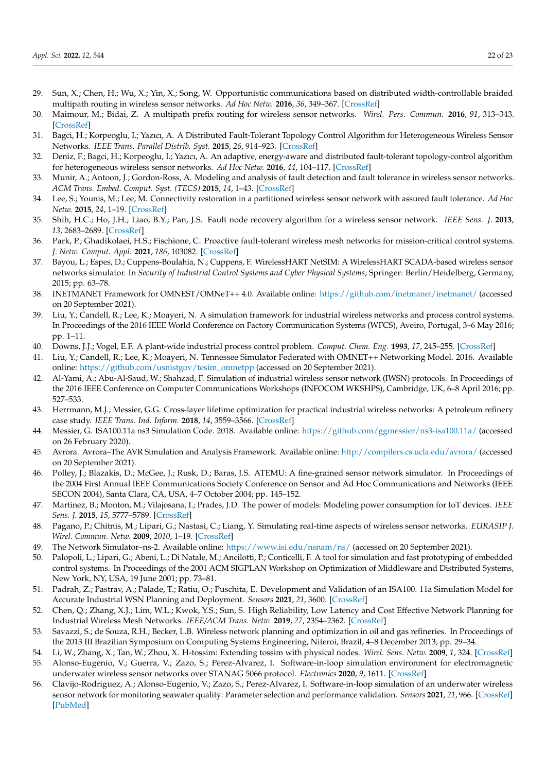29. Sun, X.; Chen, H.; Wu, X.; Yin, X.; Song, W. Opportunistic communications based on distributed width-controllable braided multipath routing in wireless sensor networks. *Ad Hoc Netw.* **2016**, *36*, 349–367. [CrossRef]
30. Maimour, M.; Bidai, Z. A multipath prefix routing for wireless sensor networks. *Wirel. Pers. Commun.* **2016**, *91*, 313–343. [CrossRef]
31. Bagci, H.; Korpeoglu, I.; Yazıcı, A. A Distributed Fault-Tolerant Topology Control Algorithm for Heterogeneous Wireless Sensor Networks. *IEEE Trans. Parallel Distrib. Syst.* **2015**, *26*, 914–923. [CrossRef]
32. Deniz, F.; Bagci, H.; Korpeoglu, I.; Yazıcı, A. An adaptive, energy-aware and distributed fault-tolerant topology-control algorithm for heterogeneous wireless sensor networks. *Ad Hoc Netw.* **2016**, *44*, 104–117. [CrossRef]
33. Munir, A.; Antoon, J.; Gordon-Ross, A. Modeling and analysis of fault detection and fault tolerance in wireless sensor networks. *ACM Trans. Embed. Comput. Syst. (TECS)* **2015**, *14*, 1–43. [CrossRef]
34. Lee, S.; Younis, M.; Lee, M. Connectivity restoration in a partitioned wireless sensor network with assured fault tolerance. *Ad Hoc Netw.* **2015**, *24*, 1–19. [CrossRef]
35. Shih, H.C.; Ho, J.H.; Liao, B.Y.; Pan, J.S. Fault node recovery algorithm for a wireless sensor network. *IEEE Sens. J.* **2013**, *13*, 2683–2689. [CrossRef]
36. Park, P.; Ghadikolaei, H.S.; Fischione, C. Proactive fault-tolerant wireless mesh networks for mission-critical control systems. *J. Netw. Comput. Appl.* **2021**, *186*, 103082. [CrossRef]
37. Bayou, L.; Espes, D.; Cuppens-Boulahia, N.; Cuppens, F. WirelessHART NetSIM: A WirelessHART SCADA-based wireless sensor networks simulator. In *Security of Industrial Control Systems and Cyber Physical Systems*; Springer: Berlin/Heidelberg, Germany, 2015; pp. 63–78.
38. INETMANET Framework for OMNEST/OMNeT++ 4.0. Available online: https://github.com/inetmanet/inetmanet/ (accessed on 20 September 2021).
39. Liu, Y.; Candell, R.; Lee, K.; Moayeri, N. A simulation framework for industrial wireless networks and process control systems. In Proceedings of the 2016 IEEE World Conference on Factory Communication Systems (WFCS), Aveiro, Portugal, 3–6 May 2016; pp. 1–11.
40. Downs, J.J.; Vogel, E.F. A plant-wide industrial process control problem. *Comput. Chem. Eng.* **1993**, *17*, 245–255. [CrossRef]
41. Liu, Y.; Candell, R.; Lee, K.; Moayeri, N. Tennessee Simulator Federated with OMNET++ Networking Model. 2016. Available online: https://github.com/usnistgov/tesim_omnetpp (accessed on 20 September 2021).
42. Al-Yami, A.; Abu-Al-Saud, W.; Shahzad, F. Simulation of industrial wireless sensor network (IWSN) protocols. In Proceedings of the 2016 IEEE Conference on Computer Communications Workshops (INFOCOM WKSHPS), Cambridge, UK, 6–8 April 2016; pp. 527–533.
43. Herrmann, M.J.; Messier, G.G. Cross-layer lifetime optimization for practical industrial wireless networks: A petroleum refinery case study. *IEEE Trans. Ind. Inform.* **2018**, *14*, 3559–3566. [CrossRef]
44. Messier, G. ISA100.11a ns3 Simulation Code. 2018. Available online: https://github.com/ggmessier/ns3-isa100.11a/ (accessed on 26 February 2020).
45. Avrora. Avrora–The AVR Simulation and Analysis Framework. Available online: http://compilers.cs.ucla.edu/avrora/ (accessed on 20 September 2021).
46. Polley, J.; Blazakis, D.; McGee, J.; Rusk, D.; Baras, J.S. ATEMU: A fine-grained sensor network simulator. In Proceedings of the 2004 First Annual IEEE Communications Society Conference on Sensor and Ad Hoc Communications and Networks (IEEE SECON 2004), Santa Clara, CA, USA, 4–7 October 2004; pp. 145–152.
47. Martinez, B.; Monton, M.; Vilajosana, I.; Prades, J.D. The power of models: Modeling power consumption for IoT devices. *IEEE Sens. J.* **2015**, *15*, 5777–5789. [CrossRef]
48. Pagano, P.; Chitnis, M.; Lipari, G.; Nastasi, C.; Liang, Y. Simulating real-time aspects of wireless sensor networks. *EURASIP J. Wirel. Commun. Netw.* **2009**, *2010*, 1–19. [CrossRef]
49. The Network Simulator–ns-2. Available online: https://www.isi.edu/nsnam/ns/ (accessed on 20 September 2021).
50. Palopoli, L.; Lipari, G.; Abeni, L.; Di Natale, M.; Ancilotti, P.; Conticelli, F. A tool for simulation and fast prototyping of embedded control systems. In Proceedings of the 2001 ACM SIGPLAN Workshop on Optimization of Middleware and Distributed Systems, New York, NY, USA, 19 June 2001; pp. 73–81.
51. Padrah, Z.; Pastrav, A.; Palade, T.; Ratiu, O.; Puschita, E. Development and Validation of an ISA100. 11a Simulation Model for Accurate Industrial WSN Planning and Deployment. *Sensors* **2021**, *21*, 3600. [CrossRef]
52. Chen, Q.; Zhang, X.J.; Lim, W.L.; Kwok, Y.S.; Sun, S. High Reliability, Low Latency and Cost Effective Network Planning for Industrial Wireless Mesh Networks. *IEEE/ACM Trans. Netw.* **2019**, *27*, 2354–2362. [CrossRef]
53. Savazzi, S.; de Souza, R.H.; Becker, L.B. Wireless network planning and optimization in oil and gas refineries. In Proceedings of the 2013 III Brazilian Symposium on Computing Systems Engineering, Niteroi, Brazil, 4–8 December 2013; pp. 29–34.
54. Li, W.; Zhang, X.; Tan, W.; Zhou, X. H-tossim: Extending tossim with physical nodes. *Wirel. Sens. Netw.* **2009**, *1*, 324. [CrossRef]
55. Alonso-Eugenio, V.; Guerra, V.; Zazo, S.; Perez-Alvarez, I. Software-in-loop simulation environment for electromagnetic underwater wireless sensor networks over STANAG 5066 protocol. *Electronics* **2020**, *9*, 1611. [CrossRef]
56. Clavijo-Rodriguez, A.; Alonso-Eugenio, V.; Zazo, S.; Perez-Alvarez, I. Software-in-loop simulation of an underwater wireless sensor network for monitoring seawater quality: Parameter selection and performance validation. *Sensors* **2021**, *21*, 966. [CrossRef] [PubMed]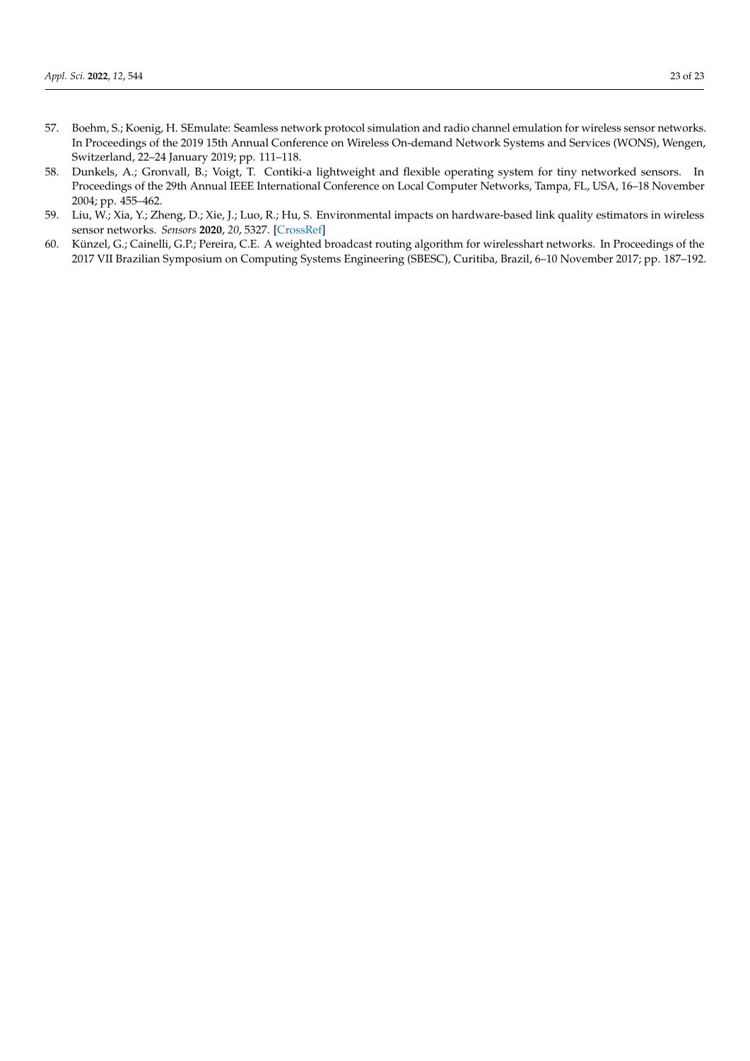57. Boehm, S.; Koenig, H. SEmulate: Seamless network protocol simulation and radio channel emulation for wireless sensor networks. In Proceedings of the 2019 15th Annual Conference on Wireless On-demand Network Systems and Services (WONS), Wengen, Switzerland, 22–24 January 2019; pp. 111–118.
58. Dunkels, A.; Gronvall, B.; Voigt, T. Contiki-a lightweight and flexible operating system for tiny networked sensors. In Proceedings of the 29th Annual IEEE International Conference on Local Computer Networks, Tampa, FL, USA, 16–18 November 2004; pp. 455–462.
59. Liu, W.; Xia, Y.; Zheng, D.; Xie, J.; Luo, R.; Hu, S. Environmental impacts on hardware-based link quality estimators in wireless sensor networks. *Sensors* **2020**, *20*, 5327. [CrossRef]
60. Künzel, G.; Cainelli, G.P.; Pereira, C.E. A weighted broadcast routing algorithm for wirelesshart networks. In Proceedings of the 2017 VII Brazilian Symposium on Computing Systems Engineering (SBESC), Curitiba, Brazil, 6–10 November 2017; pp. 187–192.